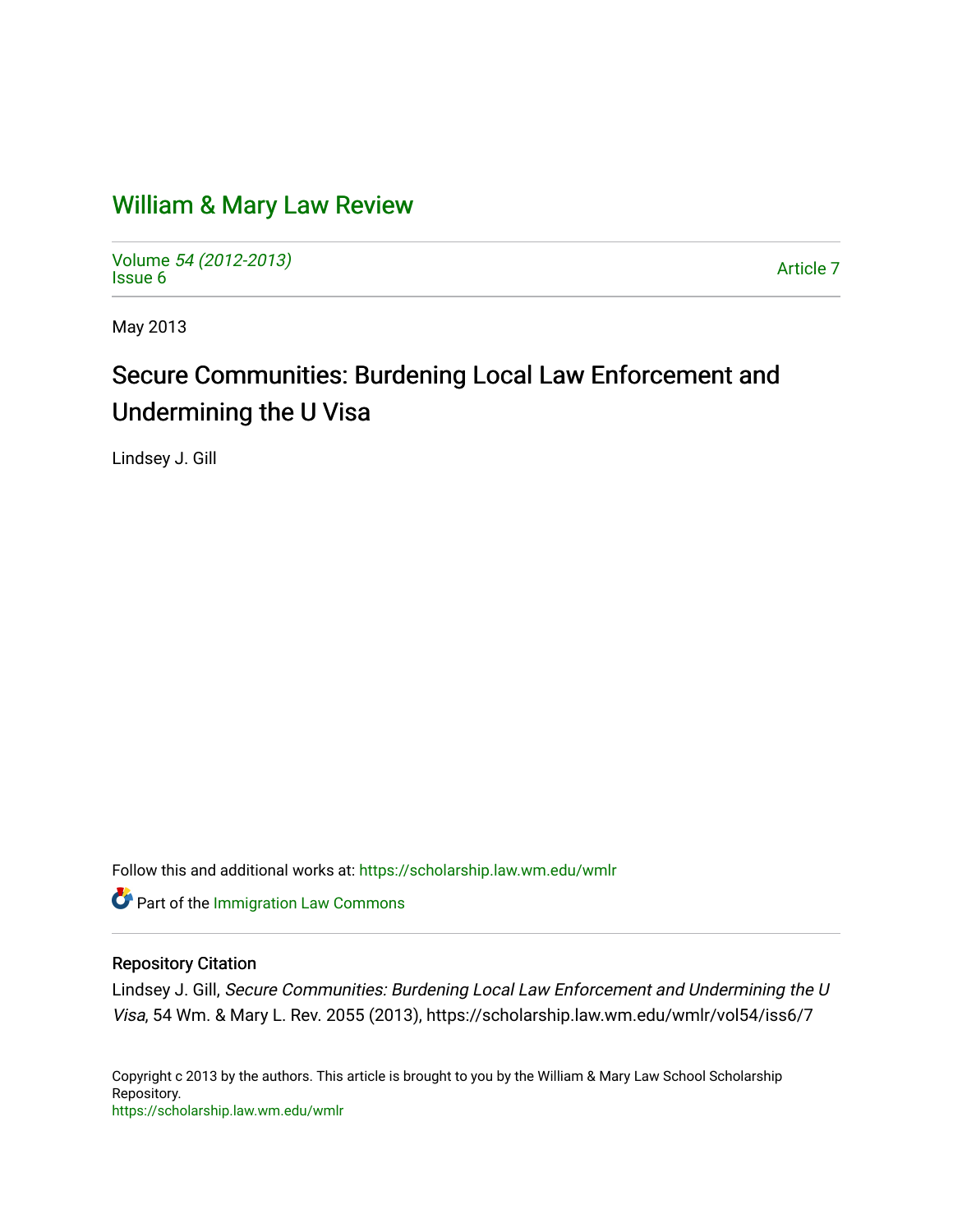# William & Mary Law Review

Volume *54 (2012-2013)*
Issue 6

Article 7

May 2013

## Secure Communities: Burdening Local Law Enforcement and Undermining the U Visa

Lindsey J. Gill

Follow this and additional works at: https://scholarship.law.wm.edu/wmlr

Part of the Immigration Law Commons

### Repository Citation

Lindsey J. Gill, *Secure Communities: Burdening Local Law Enforcement and Undermining the U Visa*, 54 Wm. & Mary L. Rev. 2055 (2013), https://scholarship.law.wm.edu/wmlr/vol54/iss6/7

Copyright c 2013 by the authors. This article is brought to you by the William & Mary Law School Scholarship Repository.
https://scholarship.law.wm.edu/wmlr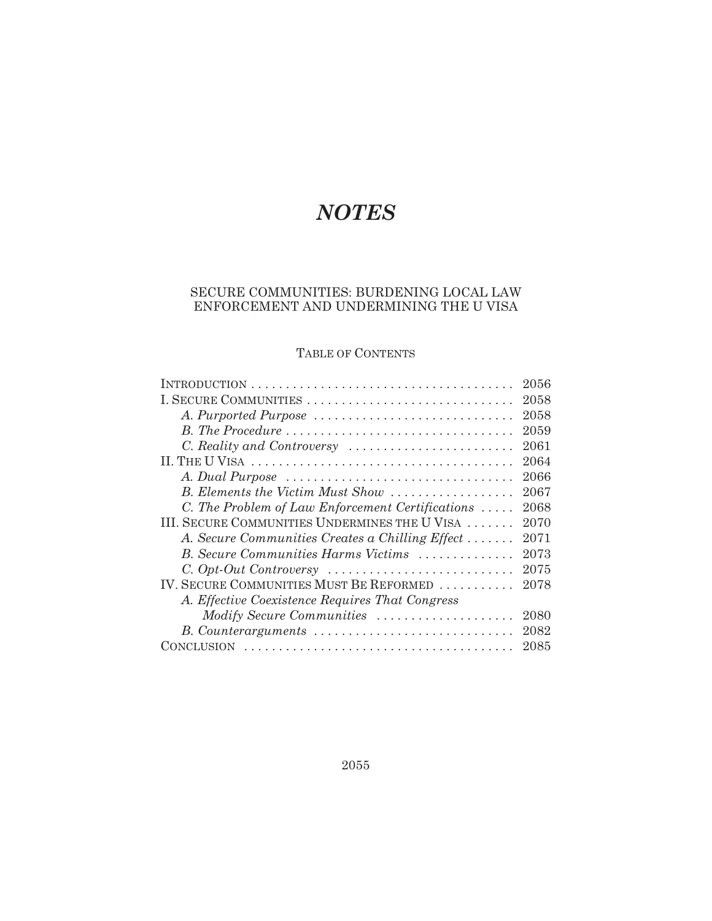# *NOTES*

## SECURE COMMUNITIES: BURDENING LOCAL LAW ENFORCEMENT AND UNDERMINING THE U VISA

### TABLE OF CONTENTS

| | |
|---|---|
| INTRODUCTION | 2056 |
| I. SECURE COMMUNITIES | 2058 |
| *A. Purported Purpose* | 2058 |
| *B. The Procedure* | 2059 |
| *C. Reality and Controversy* | 2061 |
| II. THE U VISA | 2064 |
| *A. Dual Purpose* | 2066 |
| *B. Elements the Victim Must Show* | 2067 |
| *C. The Problem of Law Enforcement Certifications* | 2068 |
| III. SECURE COMMUNITIES UNDERMINES THE U VISA | 2070 |
| *A. Secure Communities Creates a Chilling Effect* | 2071 |
| *B. Secure Communities Harms Victims* | 2073 |
| *C. Opt-Out Controversy* | 2075 |
| IV. SECURE COMMUNITIES MUST BE REFORMED | 2078 |
| *A. Effective Coexistence Requires That Congress Modify Secure Communities* | 2080 |
| *B. Counterarguments* | 2082 |
| CONCLUSION | 2085 |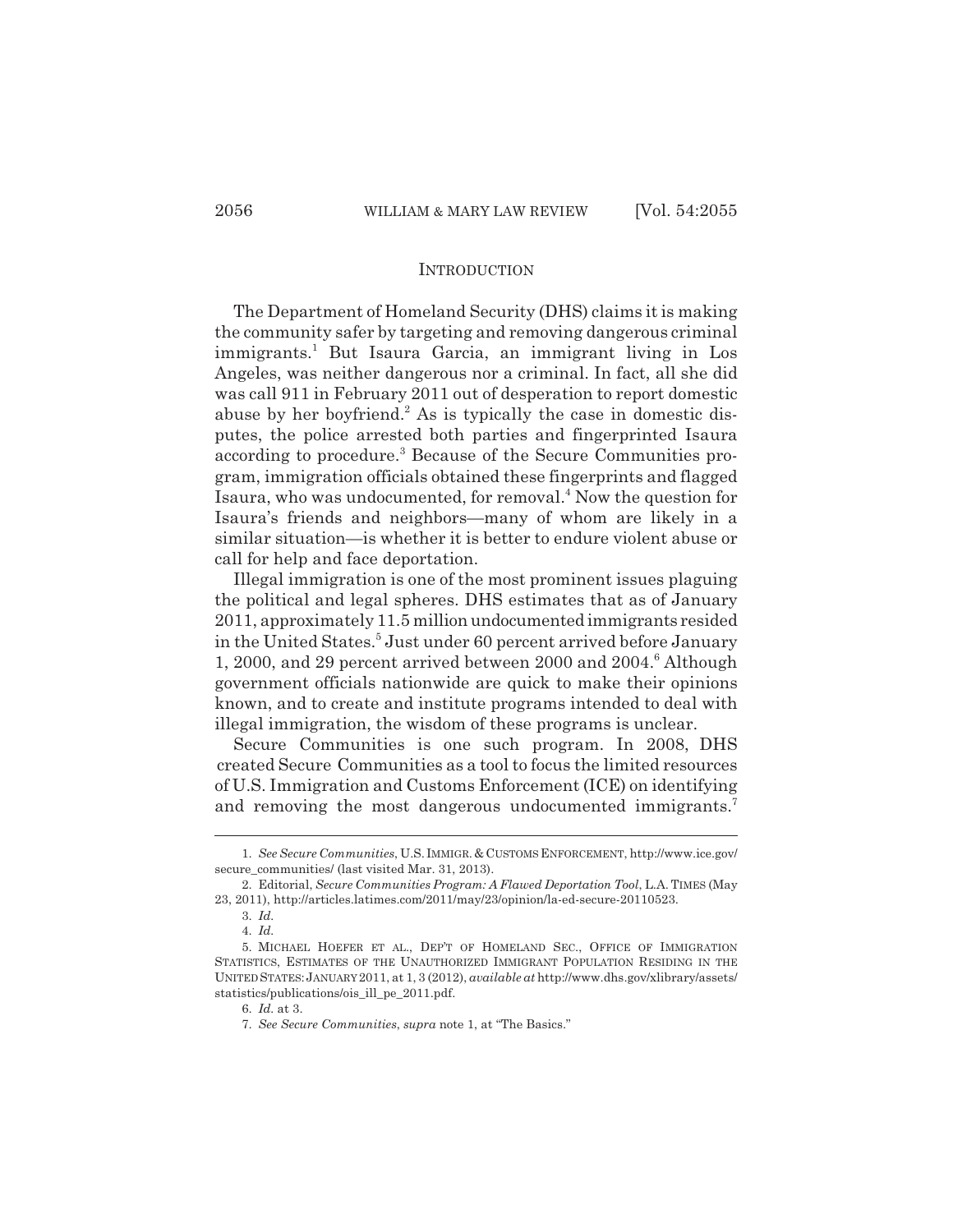## INTRODUCTION

The Department of Homeland Security (DHS) claims it is making the community safer by targeting and removing dangerous criminal immigrants.[1] But Isaura Garcia, an immigrant living in Los Angeles, was neither dangerous nor a criminal. In fact, all she did was call 911 in February 2011 out of desperation to report domestic abuse by her boyfriend.[2] As is typically the case in domestic disputes, the police arrested both parties and fingerprinted Isaura according to procedure.[3] Because of the Secure Communities program, immigration officials obtained these fingerprints and flagged Isaura, who was undocumented, for removal.[4] Now the question for Isaura's friends and neighbors—many of whom are likely in a similar situation—is whether it is better to endure violent abuse or call for help and face deportation.

Illegal immigration is one of the most prominent issues plaguing the political and legal spheres. DHS estimates that as of January 2011, approximately 11.5 million undocumented immigrants resided in the United States.[5] Just under 60 percent arrived before January 1, 2000, and 29 percent arrived between 2000 and 2004.[6] Although government officials nationwide are quick to make their opinions known, and to create and institute programs intended to deal with illegal immigration, the wisdom of these programs is unclear.

Secure Communities is one such program. In 2008, DHS created Secure Communities as a tool to focus the limited resources of U.S. Immigration and Customs Enforcement (ICE) on identifying and removing the most dangerous undocumented immigrants.[7]

---

1. *See Secure Communities*, U.S. IMMIGR. & CUSTOMS ENFORCEMENT, http://www.ice.gov/secure_communities/ (last visited Mar. 31, 2013).

2. Editorial, *Secure Communities Program: A Flawed Deportation Tool*, L.A. TIMES (May 23, 2011), http://articles.latimes.com/2011/may/23/opinion/la-ed-secure-20110523.

3. *Id.*

4. *Id.*

5. MICHAEL HOEFER ET AL., DEP'T OF HOMELAND SEC., OFFICE OF IMMIGRATION STATISTICS, ESTIMATES OF THE UNAUTHORIZED IMMIGRANT POPULATION RESIDING IN THE UNITED STATES: JANUARY 2011, at 1, 3 (2012), *available at* http://www.dhs.gov/xlibrary/assets/statistics/publications/ois_ill_pe_2011.pdf.

6. *Id.* at 3.

7. *See Secure Communities*, *supra* note 1, at "The Basics."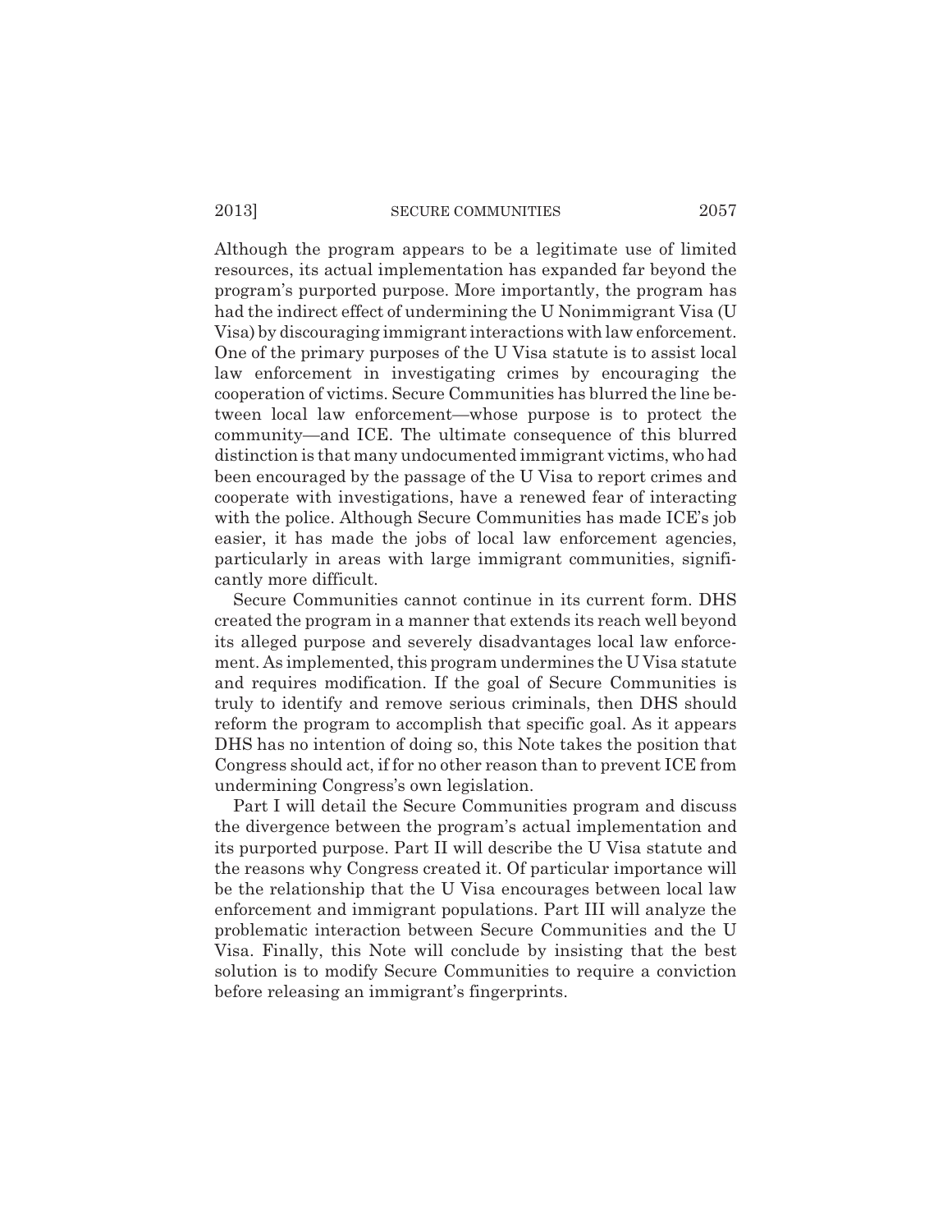Although the program appears to be a legitimate use of limited resources, its actual implementation has expanded far beyond the program's purported purpose. More importantly, the program has had the indirect effect of undermining the U Nonimmigrant Visa (U Visa) by discouraging immigrant interactions with law enforcement. One of the primary purposes of the U Visa statute is to assist local law enforcement in investigating crimes by encouraging the cooperation of victims. Secure Communities has blurred the line between local law enforcement—whose purpose is to protect the community—and ICE. The ultimate consequence of this blurred distinction is that many undocumented immigrant victims, who had been encouraged by the passage of the U Visa to report crimes and cooperate with investigations, have a renewed fear of interacting with the police. Although Secure Communities has made ICE's job easier, it has made the jobs of local law enforcement agencies, particularly in areas with large immigrant communities, significantly more difficult.

Secure Communities cannot continue in its current form. DHS created the program in a manner that extends its reach well beyond its alleged purpose and severely disadvantages local law enforcement. As implemented, this program undermines the U Visa statute and requires modification. If the goal of Secure Communities is truly to identify and remove serious criminals, then DHS should reform the program to accomplish that specific goal. As it appears DHS has no intention of doing so, this Note takes the position that Congress should act, if for no other reason than to prevent ICE from undermining Congress's own legislation.

Part I will detail the Secure Communities program and discuss the divergence between the program's actual implementation and its purported purpose. Part II will describe the U Visa statute and the reasons why Congress created it. Of particular importance will be the relationship that the U Visa encourages between local law enforcement and immigrant populations. Part III will analyze the problematic interaction between Secure Communities and the U Visa. Finally, this Note will conclude by insisting that the best solution is to modify Secure Communities to require a conviction before releasing an immigrant's fingerprints.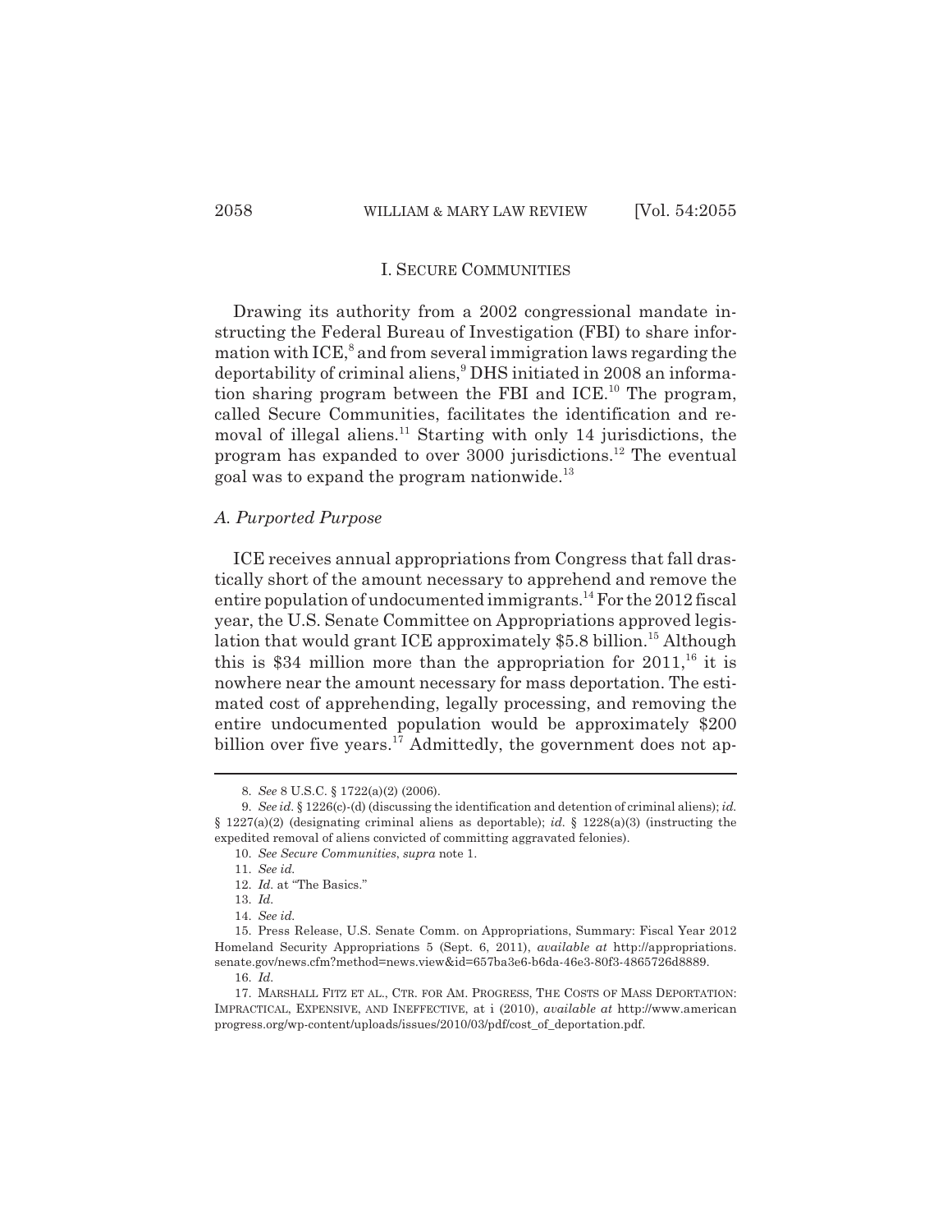## I. Secure Communities

Drawing its authority from a 2002 congressional mandate instructing the Federal Bureau of Investigation (FBI) to share information with ICE,[8] and from several immigration laws regarding the deportability of criminal aliens,[9] DHS initiated in 2008 an information sharing program between the FBI and ICE.[10] The program, called Secure Communities, facilitates the identification and removal of illegal aliens.[11] Starting with only 14 jurisdictions, the program has expanded to over 3000 jurisdictions.[12] The eventual goal was to expand the program nationwide.[13]

### *A. Purported Purpose*

ICE receives annual appropriations from Congress that fall drastically short of the amount necessary to apprehend and remove the entire population of undocumented immigrants.[14] For the 2012 fiscal year, the U.S. Senate Committee on Appropriations approved legislation that would grant ICE approximately $5.8 billion.[15] Although this is $34 million more than the appropriation for 2011,[16] it is nowhere near the amount necessary for mass deportation. The estimated cost of apprehending, legally processing, and removing the entire undocumented population would be approximately $200 billion over five years.[17] Admittedly, the government does not ap-

---

8. *See* 8 U.S.C. § 1722(a)(2) (2006).

9. *See id.* § 1226(c)-(d) (discussing the identification and detention of criminal aliens); *id.* § 1227(a)(2) (designating criminal aliens as deportable); *id.* § 1228(a)(3) (instructing the expedited removal of aliens convicted of committing aggravated felonies).

10. *See Secure Communities*, *supra* note 1.

11. *See id.*

12. *Id.* at "The Basics."

13. *Id.*

14. *See id.*

15. Press Release, U.S. Senate Comm. on Appropriations, Summary: Fiscal Year 2012 Homeland Security Appropriations 5 (Sept. 6, 2011), *available at* http://appropriations.senate.gov/news.cfm?method=news.view&id=657ba3e6-b6da-46e3-80f3-4865726d8889.

16. *Id.*

17. Marshall Fitz et al., Ctr. for Am. Progress, The Costs of Mass Deportation: Impractical, Expensive, and Ineffective, at i (2010), *available at* http://www.americanprogress.org/wp-content/uploads/issues/2010/03/pdf/cost_of_deportation.pdf.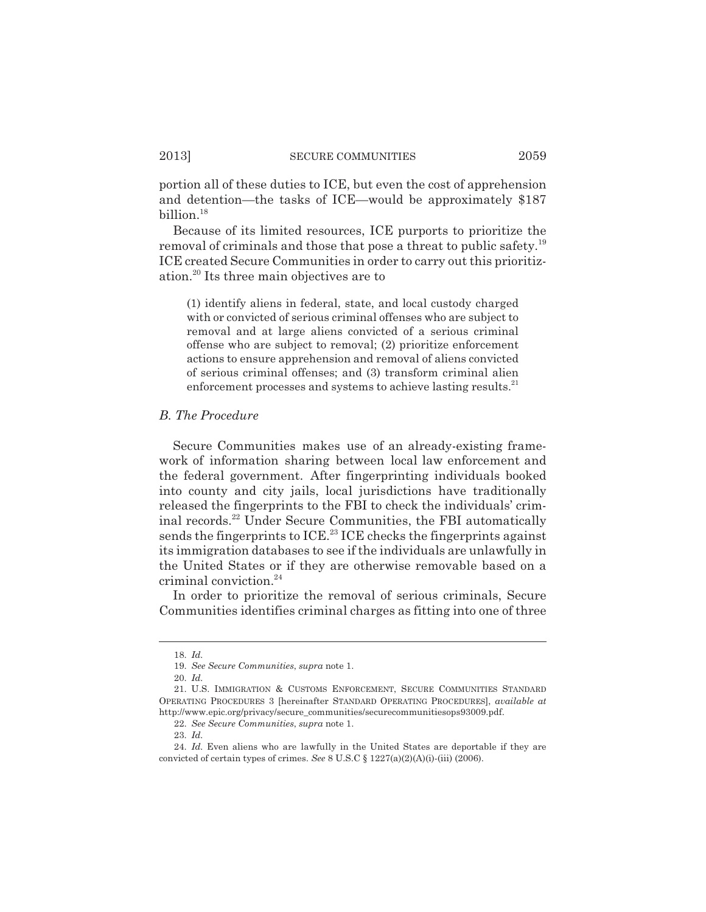portion all of these duties to ICE, but even the cost of apprehension and detention—the tasks of ICE—would be approximately $187 billion.[18]

Because of its limited resources, ICE purports to prioritize the removal of criminals and those that pose a threat to public safety.[19] ICE created Secure Communities in order to carry out this prioritization.[20] Its three main objectives are to

> (1) identify aliens in federal, state, and local custody charged with or convicted of serious criminal offenses who are subject to removal and at large aliens convicted of a serious criminal offense who are subject to removal; (2) prioritize enforcement actions to ensure apprehension and removal of aliens convicted of serious criminal offenses; and (3) transform criminal alien enforcement processes and systems to achieve lasting results.[21]

### *B. The Procedure*

Secure Communities makes use of an already-existing framework of information sharing between local law enforcement and the federal government. After fingerprinting individuals booked into county and city jails, local jurisdictions have traditionally released the fingerprints to the FBI to check the individuals' criminal records.[22] Under Secure Communities, the FBI automatically sends the fingerprints to ICE.[23] ICE checks the fingerprints against its immigration databases to see if the individuals are unlawfully in the United States or if they are otherwise removable based on a criminal conviction.[24]

In order to prioritize the removal of serious criminals, Secure Communities identifies criminal charges as fitting into one of three

---

18. *Id.*

19. *See Secure Communities*, *supra* note 1.

20. *Id.*

21. U.S. IMMIGRATION & CUSTOMS ENFORCEMENT, SECURE COMMUNITIES STANDARD OPERATING PROCEDURES 3 [hereinafter STANDARD OPERATING PROCEDURES], *available at* http://www.epic.org/privacy/secure_communities/securecommunitiesops93009.pdf.

22. *See Secure Communities*, *supra* note 1.

23. *Id.*

24. *Id.* Even aliens who are lawfully in the United States are deportable if they are convicted of certain types of crimes. *See* 8 U.S.C § 1227(a)(2)(A)(i)-(iii) (2006).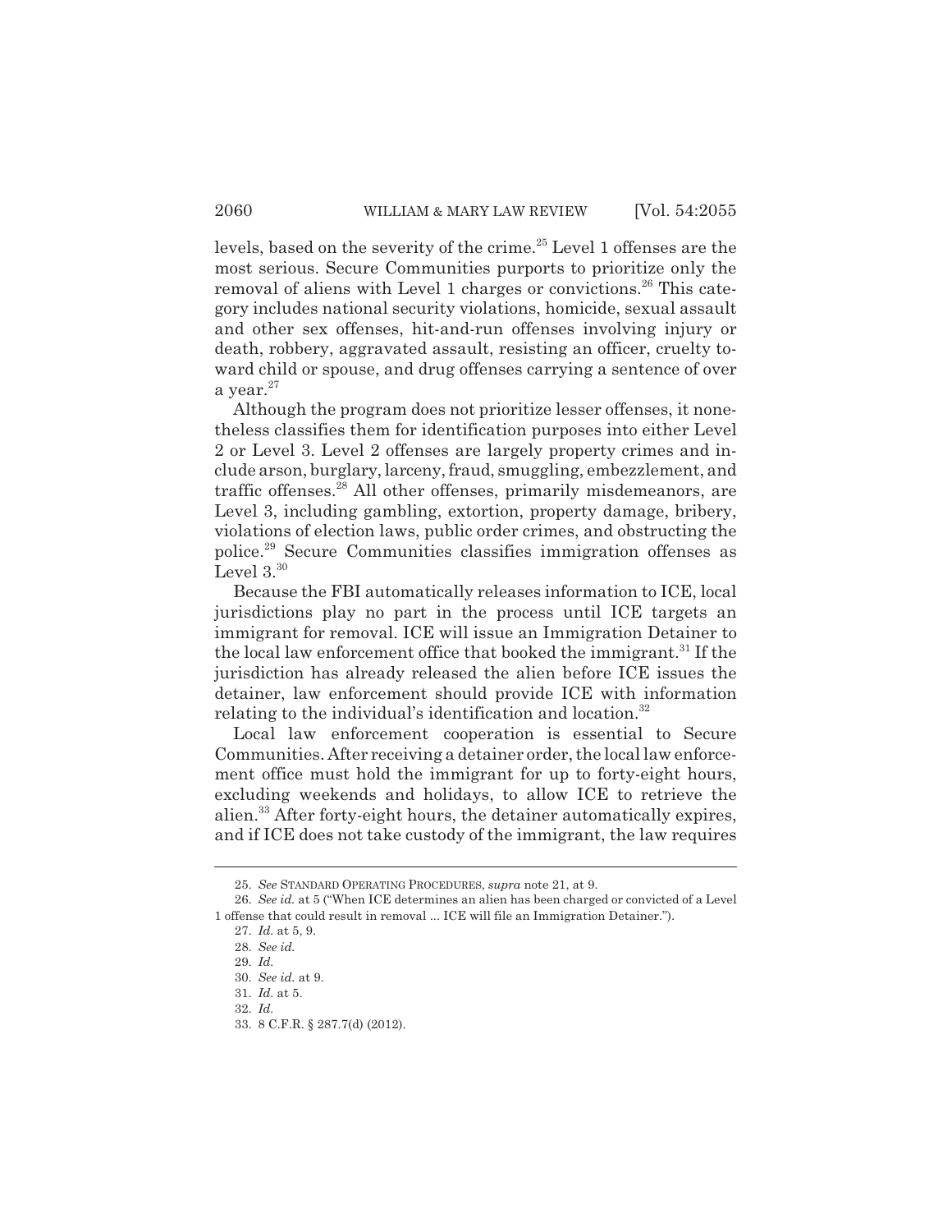levels, based on the severity of the crime.[25] Level 1 offenses are the most serious. Secure Communities purports to prioritize only the removal of aliens with Level 1 charges or convictions.[26] This category includes national security violations, homicide, sexual assault and other sex offenses, hit-and-run offenses involving injury or death, robbery, aggravated assault, resisting an officer, cruelty toward child or spouse, and drug offenses carrying a sentence of over a year.[27]

Although the program does not prioritize lesser offenses, it nonetheless classifies them for identification purposes into either Level 2 or Level 3. Level 2 offenses are largely property crimes and include arson, burglary, larceny, fraud, smuggling, embezzlement, and traffic offenses.[28] All other offenses, primarily misdemeanors, are Level 3, including gambling, extortion, property damage, bribery, violations of election laws, public order crimes, and obstructing the police.[29] Secure Communities classifies immigration offenses as Level 3.[30]

Because the FBI automatically releases information to ICE, local jurisdictions play no part in the process until ICE targets an immigrant for removal. ICE will issue an Immigration Detainer to the local law enforcement office that booked the immigrant.[31] If the jurisdiction has already released the alien before ICE issues the detainer, law enforcement should provide ICE with information relating to the individual's identification and location.[32]

Local law enforcement cooperation is essential to Secure Communities. After receiving a detainer order, the local law enforcement office must hold the immigrant for up to forty-eight hours, excluding weekends and holidays, to allow ICE to retrieve the alien.[33] After forty-eight hours, the detainer automatically expires, and if ICE does not take custody of the immigrant, the law requires

---

25. *See* STANDARD OPERATING PROCEDURES, *supra* note 21, at 9.

26. *See id.* at 5 ("When ICE determines an alien has been charged or convicted of a Level 1 offense that could result in removal ... ICE will file an Immigration Detainer.").

27. *Id.* at 5, 9.

28. *See id.*

29. *Id.*

30. *See id.* at 9.

31. *Id.* at 5.

32. *Id.*

33. 8 C.F.R. § 287.7(d) (2012).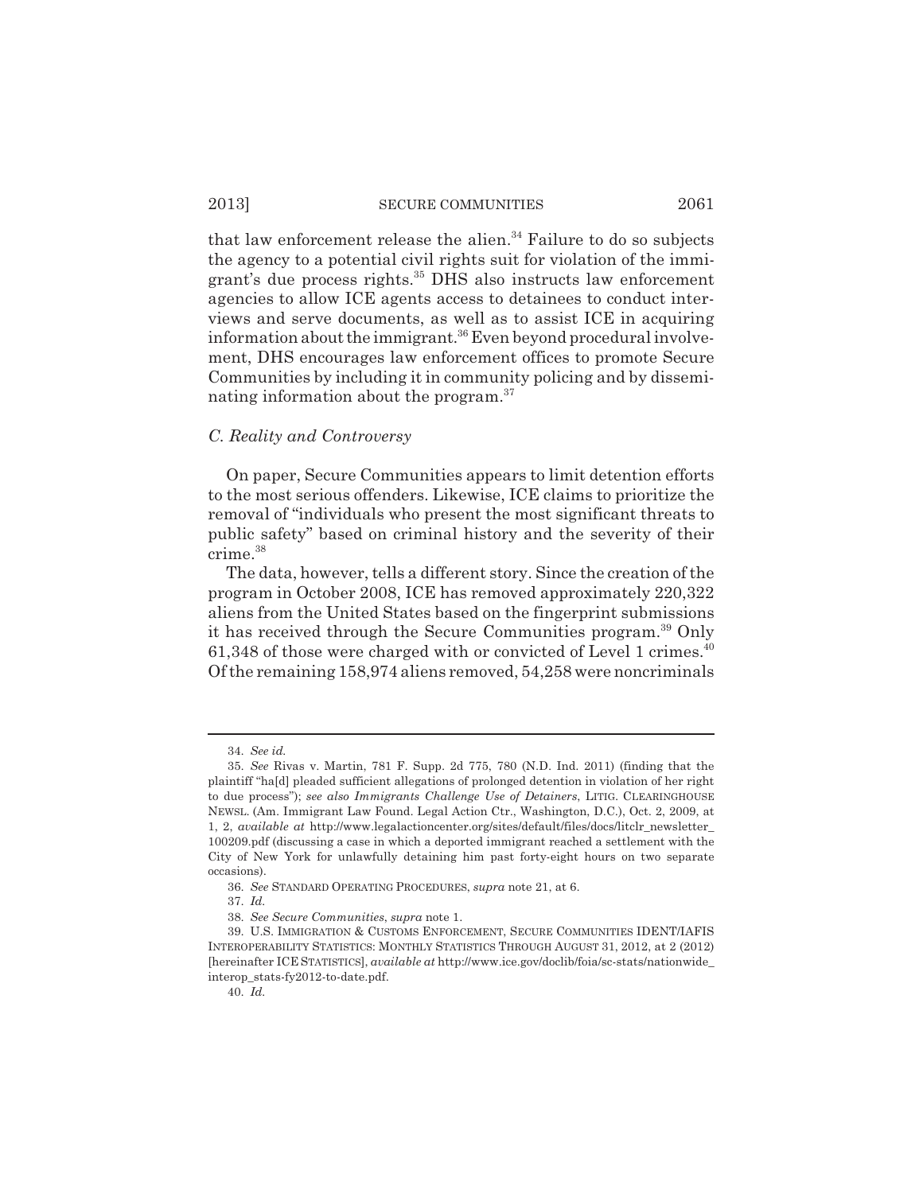that law enforcement release the alien.[34] Failure to do so subjects the agency to a potential civil rights suit for violation of the immigrant's due process rights.[35] DHS also instructs law enforcement agencies to allow ICE agents access to detainees to conduct interviews and serve documents, as well as to assist ICE in acquiring information about the immigrant.[36] Even beyond procedural involvement, DHS encourages law enforcement offices to promote Secure Communities by including it in community policing and by disseminating information about the program.[37]

### *C. Reality and Controversy*

On paper, Secure Communities appears to limit detention efforts to the most serious offenders. Likewise, ICE claims to prioritize the removal of "individuals who present the most significant threats to public safety" based on criminal history and the severity of their crime.[38]

The data, however, tells a different story. Since the creation of the program in October 2008, ICE has removed approximately 220,322 aliens from the United States based on the fingerprint submissions it has received through the Secure Communities program.[39] Only 61,348 of those were charged with or convicted of Level 1 crimes.[40] Of the remaining 158,974 aliens removed, 54,258 were noncriminals

---

34. *See id.*

35. *See* Rivas v. Martin, 781 F. Supp. 2d 775, 780 (N.D. Ind. 2011) (finding that the plaintiff "ha[d] pleaded sufficient allegations of prolonged detention in violation of her right to due process"); *see also Immigrants Challenge Use of Detainers*, LITIG. CLEARINGHOUSE NEWSL. (Am. Immigrant Law Found. Legal Action Ctr., Washington, D.C.), Oct. 2, 2009, at 1, 2, *available at* http://www.legalactioncenter.org/sites/default/files/docs/litclr_newsletter_100209.pdf (discussing a case in which a deported immigrant reached a settlement with the City of New York for unlawfully detaining him past forty-eight hours on two separate occasions).

36. *See* STANDARD OPERATING PROCEDURES, *supra* note 21, at 6.

37. *Id.*

38. *See Secure Communities*, *supra* note 1.

39. U.S. IMMIGRATION & CUSTOMS ENFORCEMENT, SECURE COMMUNITIES IDENT/IAFIS INTEROPERABILITY STATISTICS: MONTHLY STATISTICS THROUGH AUGUST 31, 2012, at 2 (2012) [hereinafter ICE STATISTICS], *available at* http://www.ice.gov/doclib/foia/sc-stats/nationwide_interop_stats-fy2012-to-date.pdf.

40. *Id.*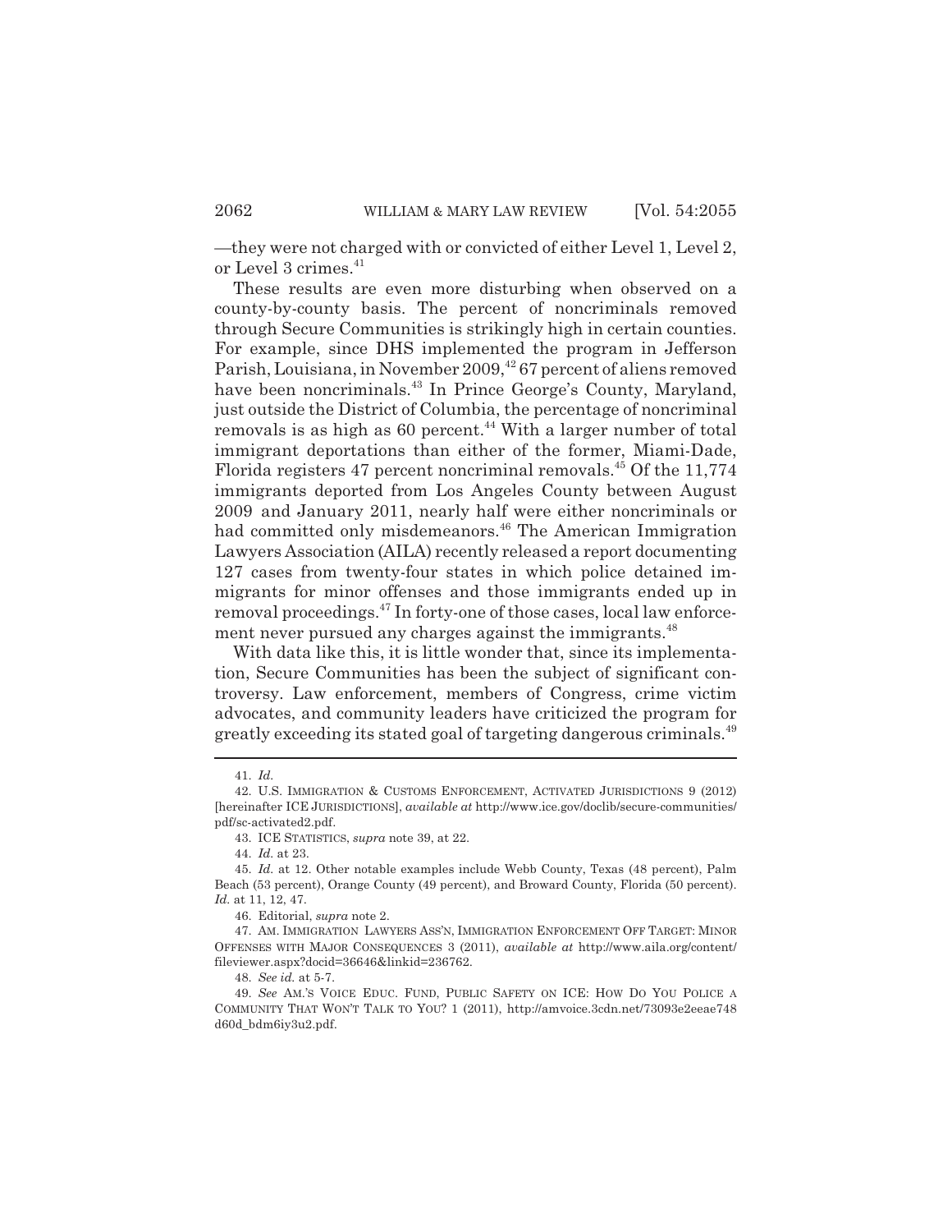—they were not charged with or convicted of either Level 1, Level 2, or Level 3 crimes.[41]

These results are even more disturbing when observed on a county-by-county basis. The percent of noncriminals removed through Secure Communities is strikingly high in certain counties. For example, since DHS implemented the program in Jefferson Parish, Louisiana, in November 2009,[42] 67 percent of aliens removed have been noncriminals.[43] In Prince George's County, Maryland, just outside the District of Columbia, the percentage of noncriminal removals is as high as 60 percent.[44] With a larger number of total immigrant deportations than either of the former, Miami-Dade, Florida registers 47 percent noncriminal removals.[45] Of the 11,774 immigrants deported from Los Angeles County between August 2009 and January 2011, nearly half were either noncriminals or had committed only misdemeanors.[46] The American Immigration Lawyers Association (AILA) recently released a report documenting 127 cases from twenty-four states in which police detained immigrants for minor offenses and those immigrants ended up in removal proceedings.[47] In forty-one of those cases, local law enforcement never pursued any charges against the immigrants.[48]

With data like this, it is little wonder that, since its implementation, Secure Communities has been the subject of significant controversy. Law enforcement, members of Congress, crime victim advocates, and community leaders have criticized the program for greatly exceeding its stated goal of targeting dangerous criminals.[49]

---

41. *Id.*

42. U.S. IMMIGRATION & CUSTOMS ENFORCEMENT, ACTIVATED JURISDICTIONS 9 (2012) [hereinafter ICE JURISDICTIONS], *available at* http://www.ice.gov/doclib/secure-communities/pdf/sc-activated2.pdf.

43. ICE STATISTICS, *supra* note 39, at 22.

44. *Id.* at 23.

45. *Id.* at 12. Other notable examples include Webb County, Texas (48 percent), Palm Beach (53 percent), Orange County (49 percent), and Broward County, Florida (50 percent). *Id.* at 11, 12, 47.

46. Editorial, *supra* note 2.

47. AM. IMMIGRATION LAWYERS ASS'N, IMMIGRATION ENFORCEMENT OFF TARGET: MINOR OFFENSES WITH MAJOR CONSEQUENCES 3 (2011), *available at* http://www.aila.org/content/fileviewer.aspx?docid=36646&linkid=236762.

48. *See id.* at 5-7.

49. *See* AM.'S VOICE EDUC. FUND, PUBLIC SAFETY ON ICE: HOW DO YOU POLICE A COMMUNITY THAT WON'T TALK TO YOU? 1 (2011), http://amvoice.3cdn.net/73093e2eeae748d60d_bdm6iy3u2.pdf.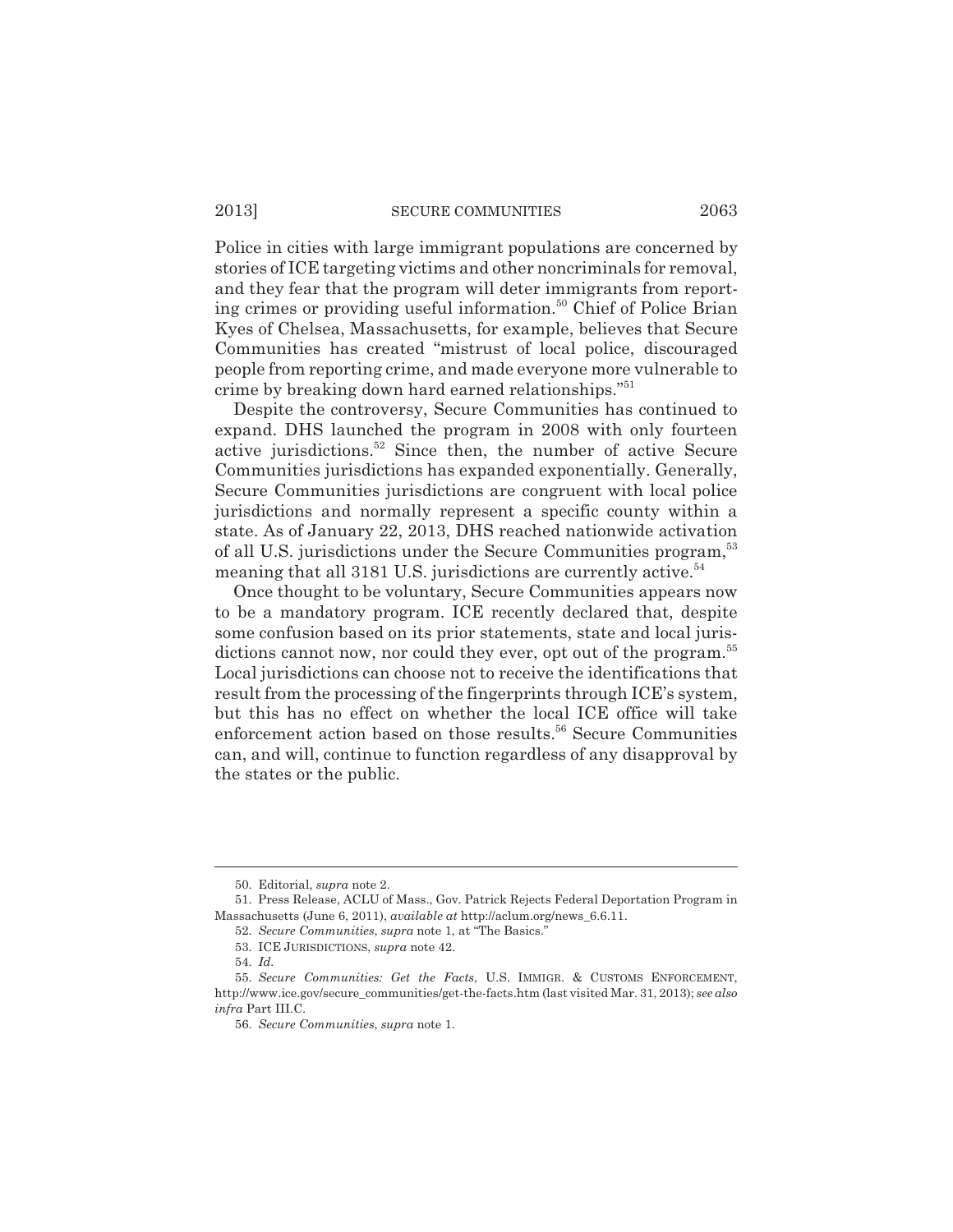Police in cities with large immigrant populations are concerned by stories of ICE targeting victims and other noncriminals for removal, and they fear that the program will deter immigrants from reporting crimes or providing useful information.[50] Chief of Police Brian Kyes of Chelsea, Massachusetts, for example, believes that Secure Communities has created "mistrust of local police, discouraged people from reporting crime, and made everyone more vulnerable to crime by breaking down hard earned relationships."[51]

Despite the controversy, Secure Communities has continued to expand. DHS launched the program in 2008 with only fourteen active jurisdictions.[52] Since then, the number of active Secure Communities jurisdictions has expanded exponentially. Generally, Secure Communities jurisdictions are congruent with local police jurisdictions and normally represent a specific county within a state. As of January 22, 2013, DHS reached nationwide activation of all U.S. jurisdictions under the Secure Communities program,[53] meaning that all 3181 U.S. jurisdictions are currently active.[54]

Once thought to be voluntary, Secure Communities appears now to be a mandatory program. ICE recently declared that, despite some confusion based on its prior statements, state and local jurisdictions cannot now, nor could they ever, opt out of the program.[55] Local jurisdictions can choose not to receive the identifications that result from the processing of the fingerprints through ICE's system, but this has no effect on whether the local ICE office will take enforcement action based on those results.[56] Secure Communities can, and will, continue to function regardless of any disapproval by the states or the public.

---

50. Editorial, *supra* note 2.

51. Press Release, ACLU of Mass., Gov. Patrick Rejects Federal Deportation Program in Massachusetts (June 6, 2011), *available at* http://aclum.org/news_6.6.11.

52. *Secure Communities*, *supra* note 1, at "The Basics."

53. ICE JURISDICTIONS, *supra* note 42.

54. *Id.*

55. *Secure Communities: Get the Facts*, U.S. IMMIGR. & CUSTOMS ENFORCEMENT, http://www.ice.gov/secure_communities/get-the-facts.htm (last visited Mar. 31, 2013); *see also infra* Part III.C.

56. *Secure Communities*, *supra* note 1.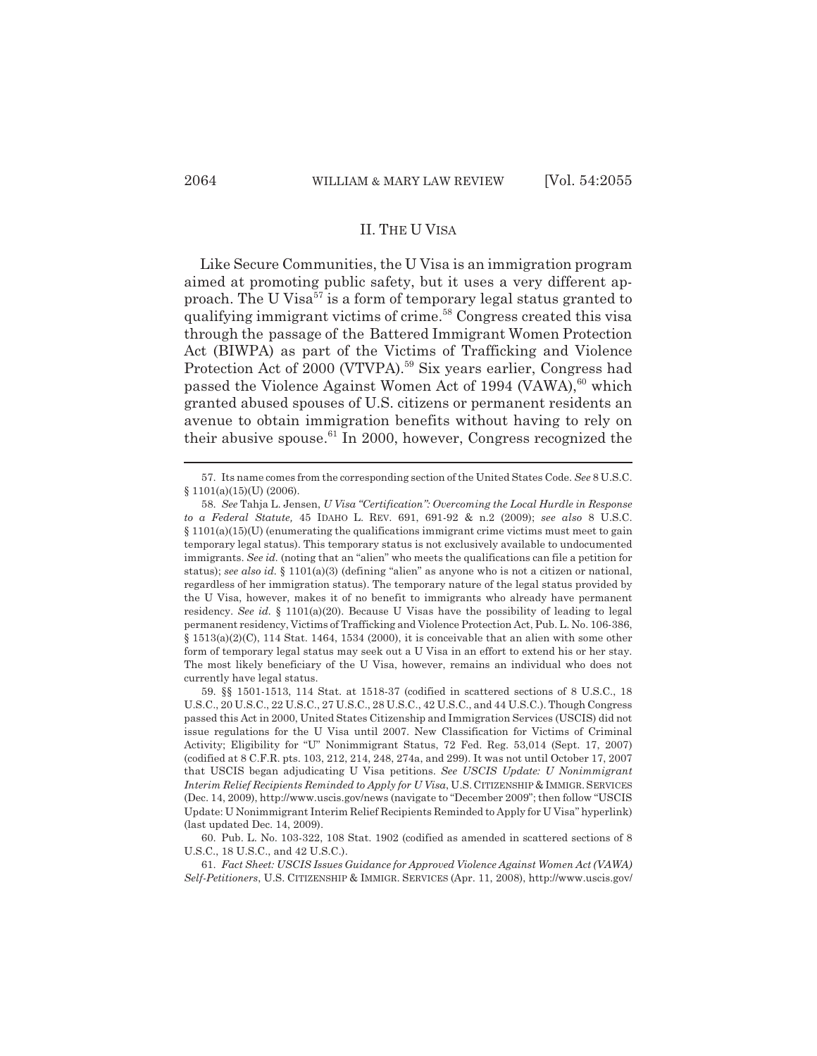## II. THE U VISA

Like Secure Communities, the U Visa is an immigration program aimed at promoting public safety, but it uses a very different approach. The U Visa[57] is a form of temporary legal status granted to qualifying immigrant victims of crime.[58] Congress created this visa through the passage of the Battered Immigrant Women Protection Act (BIWPA) as part of the Victims of Trafficking and Violence Protection Act of 2000 (VTVPA).[59] Six years earlier, Congress had passed the Violence Against Women Act of 1994 (VAWA),[60] which granted abused spouses of U.S. citizens or permanent residents an avenue to obtain immigration benefits without having to rely on their abusive spouse.[61] In 2000, however, Congress recognized the

---

57. Its name comes from the corresponding section of the United States Code. *See* 8 U.S.C. § 1101(a)(15)(U) (2006).

58. *See* Tahja L. Jensen, *U Visa "Certification": Overcoming the Local Hurdle in Response to a Federal Statute,* 45 IDAHO L. REV. 691, 691-92 & n.2 (2009); *see also* 8 U.S.C. § 1101(a)(15)(U) (enumerating the qualifications immigrant crime victims must meet to gain temporary legal status). This temporary status is not exclusively available to undocumented immigrants. *See id.* (noting that an "alien" who meets the qualifications can file a petition for status); *see also id.* § 1101(a)(3) (defining "alien" as anyone who is not a citizen or national, regardless of her immigration status). The temporary nature of the legal status provided by the U Visa, however, makes it of no benefit to immigrants who already have permanent residency. *See id.* § 1101(a)(20). Because U Visas have the possibility of leading to legal permanent residency, Victims of Trafficking and Violence Protection Act, Pub. L. No. 106-386, § 1513(a)(2)(C), 114 Stat. 1464, 1534 (2000), it is conceivable that an alien with some other form of temporary legal status may seek out a U Visa in an effort to extend his or her stay. The most likely beneficiary of the U Visa, however, remains an individual who does not currently have legal status.

59. §§ 1501-1513, 114 Stat. at 1518-37 (codified in scattered sections of 8 U.S.C., 18 U.S.C., 20 U.S.C., 22 U.S.C., 27 U.S.C., 28 U.S.C., 42 U.S.C., and 44 U.S.C.). Though Congress passed this Act in 2000, United States Citizenship and Immigration Services (USCIS) did not issue regulations for the U Visa until 2007. New Classification for Victims of Criminal Activity; Eligibility for "U" Nonimmigrant Status, 72 Fed. Reg. 53,014 (Sept. 17, 2007) (codified at 8 C.F.R. pts. 103, 212, 214, 248, 274a, and 299). It was not until October 17, 2007 that USCIS began adjudicating U Visa petitions. *See USCIS Update: U Nonimmigrant Interim Relief Recipients Reminded to Apply for U Visa*, U.S. CITIZENSHIP & IMMIGR. SERVICES (Dec. 14, 2009), http://www.uscis.gov/news (navigate to "December 2009"; then follow "USCIS Update: U Nonimmigrant Interim Relief Recipients Reminded to Apply for U Visa" hyperlink) (last updated Dec. 14, 2009).

60. Pub. L. No. 103-322, 108 Stat. 1902 (codified as amended in scattered sections of 8 U.S.C., 18 U.S.C., and 42 U.S.C.).

61. *Fact Sheet: USCIS Issues Guidance for Approved Violence Against Women Act (VAWA) Self-Petitioners*, U.S. CITIZENSHIP & IMMIGR. SERVICES (Apr. 11, 2008), http://www.uscis.gov/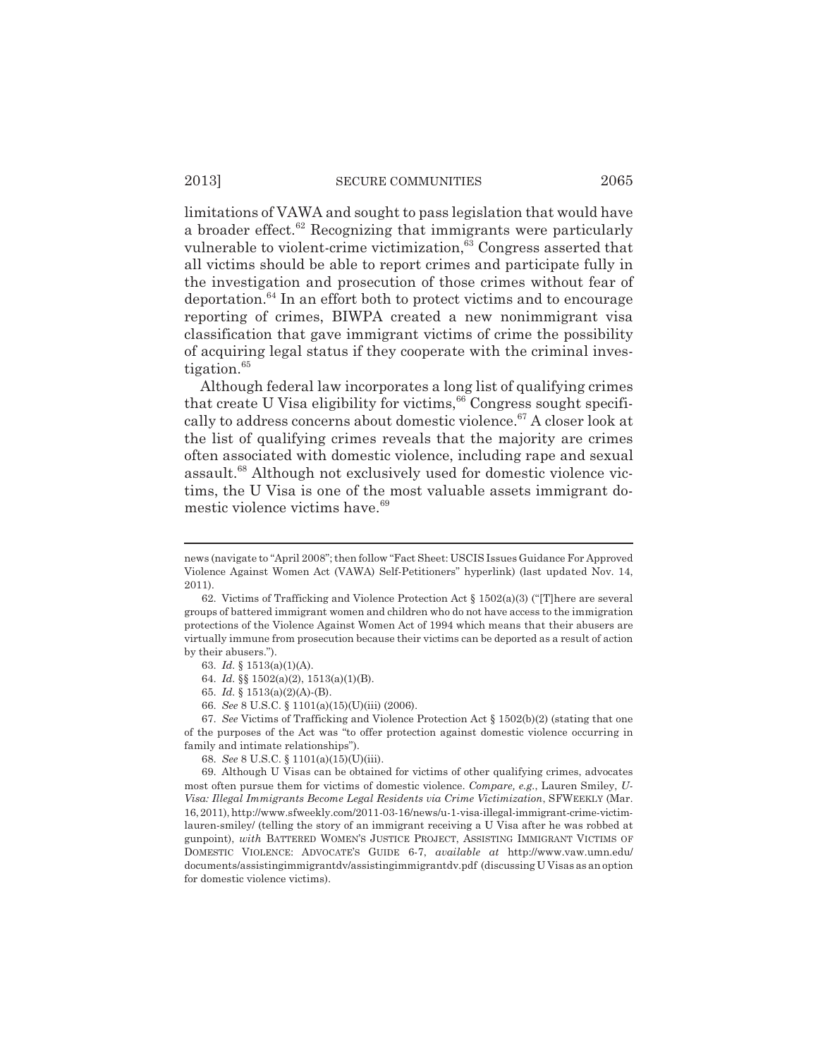limitations of VAWA and sought to pass legislation that would have a broader effect.[62] Recognizing that immigrants were particularly vulnerable to violent-crime victimization,[63] Congress asserted that all victims should be able to report crimes and participate fully in the investigation and prosecution of those crimes without fear of deportation.[64] In an effort both to protect victims and to encourage reporting of crimes, BIWPA created a new nonimmigrant visa classification that gave immigrant victims of crime the possibility of acquiring legal status if they cooperate with the criminal investigation.[65]

Although federal law incorporates a long list of qualifying crimes that create U Visa eligibility for victims,[66] Congress sought specifically to address concerns about domestic violence.[67] A closer look at the list of qualifying crimes reveals that the majority are crimes often associated with domestic violence, including rape and sexual assault.[68] Although not exclusively used for domestic violence victims, the U Visa is one of the most valuable assets immigrant domestic violence victims have.[69]

---

news (navigate to "April 2008"; then follow "Fact Sheet: USCIS Issues Guidance For Approved Violence Against Women Act (VAWA) Self-Petitioners" hyperlink) (last updated Nov. 14, 2011).

62. Victims of Trafficking and Violence Protection Act § 1502(a)(3) ("[T]here are several groups of battered immigrant women and children who do not have access to the immigration protections of the Violence Against Women Act of 1994 which means that their abusers are virtually immune from prosecution because their victims can be deported as a result of action by their abusers.").

63. *Id.* § 1513(a)(1)(A).

64. *Id.* §§ 1502(a)(2), 1513(a)(1)(B).

65. *Id.* § 1513(a)(2)(A)-(B).

66. *See* 8 U.S.C. § 1101(a)(15)(U)(iii) (2006).

67. *See* Victims of Trafficking and Violence Protection Act § 1502(b)(2) (stating that one of the purposes of the Act was "to offer protection against domestic violence occurring in family and intimate relationships").

68. *See* 8 U.S.C. § 1101(a)(15)(U)(iii).

69. Although U Visas can be obtained for victims of other qualifying crimes, advocates most often pursue them for victims of domestic violence. *Compare, e.g.*, Lauren Smiley, *U-Visa: Illegal Immigrants Become Legal Residents via Crime Victimization*, SFWEEKLY (Mar. 16, 2011), http://www.sfweekly.com/2011-03-16/news/u-1-visa-illegal-immigrant-crime-victim-lauren-smiley/ (telling the story of an immigrant receiving a U Visa after he was robbed at gunpoint), *with* BATTERED WOMEN'S JUSTICE PROJECT, ASSISTING IMMIGRANT VICTIMS OF DOMESTIC VIOLENCE: ADVOCATE'S GUIDE 6-7, *available at* http://www.vaw.umn.edu/documents/assistingimmigrantdv/assistingimmigrantdv.pdf (discussing U Visas as an option for domestic violence victims).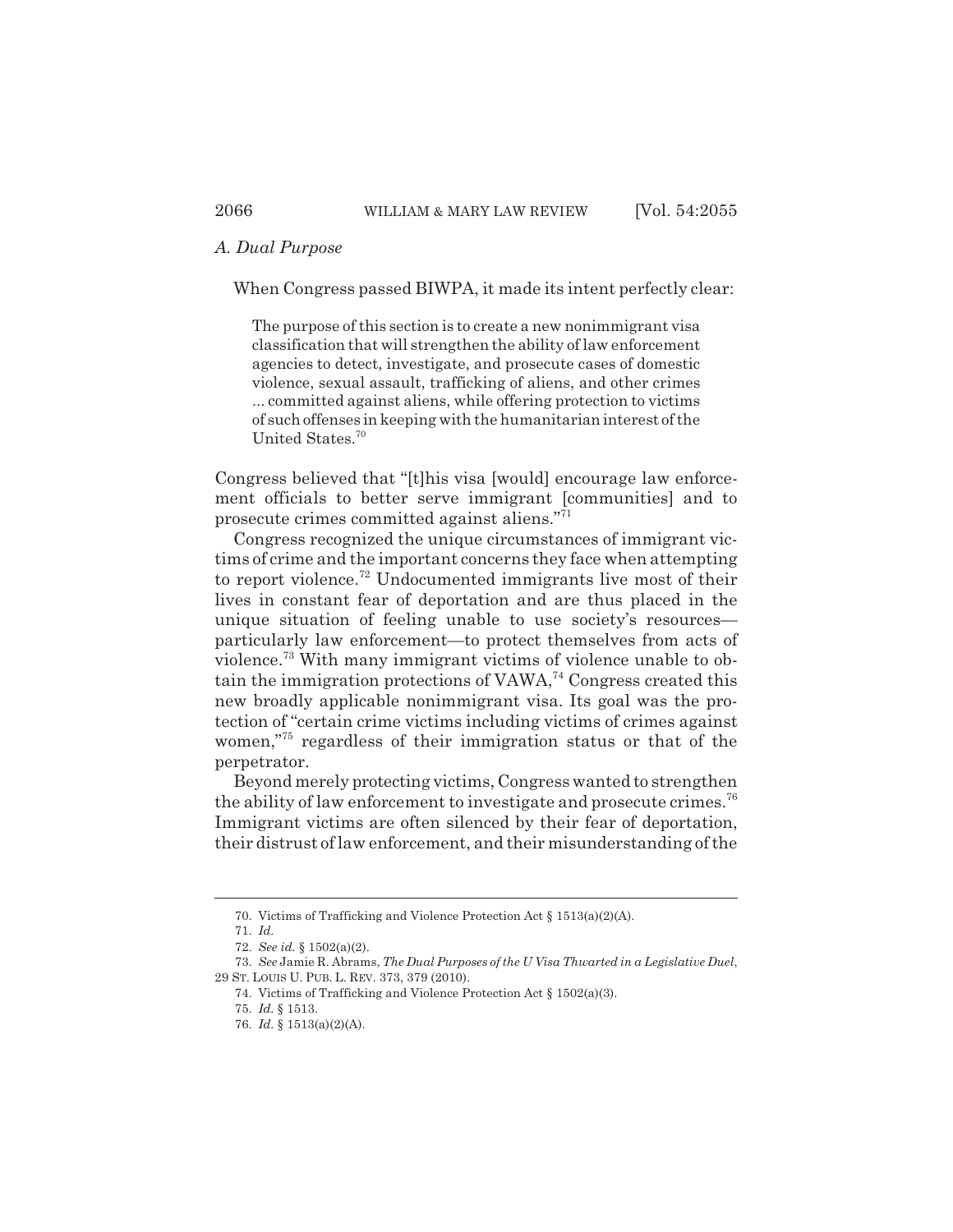### *A. Dual Purpose*

When Congress passed BIWPA, it made its intent perfectly clear:

> The purpose of this section is to create a new nonimmigrant visa classification that will strengthen the ability of law enforcement agencies to detect, investigate, and prosecute cases of domestic violence, sexual assault, trafficking of aliens, and other crimes ... committed against aliens, while offering protection to victims of such offenses in keeping with the humanitarian interest of the United States.[70]

Congress believed that "[t]his visa [would] encourage law enforcement officials to better serve immigrant [communities] and to prosecute crimes committed against aliens."[71]

Congress recognized the unique circumstances of immigrant victims of crime and the important concerns they face when attempting to report violence.[72] Undocumented immigrants live most of their lives in constant fear of deportation and are thus placed in the unique situation of feeling unable to use society's resources—particularly law enforcement—to protect themselves from acts of violence.[73] With many immigrant victims of violence unable to obtain the immigration protections of VAWA,[74] Congress created this new broadly applicable nonimmigrant visa. Its goal was the protection of "certain crime victims including victims of crimes against women,"[75] regardless of their immigration status or that of the perpetrator.

Beyond merely protecting victims, Congress wanted to strengthen the ability of law enforcement to investigate and prosecute crimes.[76] Immigrant victims are often silenced by their fear of deportation, their distrust of law enforcement, and their misunderstanding of the

---

70. Victims of Trafficking and Violence Protection Act § 1513(a)(2)(A).

71. *Id.*

72. *See id.* § 1502(a)(2).

73. *See* Jamie R. Abrams, *The Dual Purposes of the U Visa Thwarted in a Legislative Duel*, 29 ST. LOUIS U. PUB. L. REV. 373, 379 (2010).

74. Victims of Trafficking and Violence Protection Act § 1502(a)(3).

75. *Id.* § 1513.

76. *Id.* § 1513(a)(2)(A).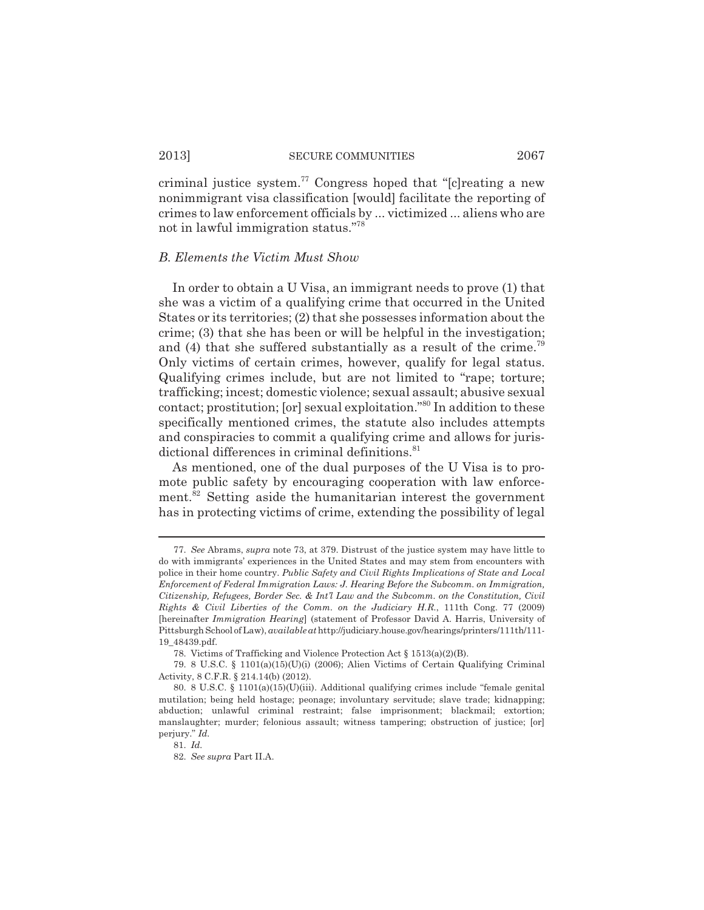criminal justice system.[77] Congress hoped that "[c]reating a new nonimmigrant visa classification [would] facilitate the reporting of crimes to law enforcement officials by ... victimized ... aliens who are not in lawful immigration status."[78]

### *B. Elements the Victim Must Show*

In order to obtain a U Visa, an immigrant needs to prove (1) that she was a victim of a qualifying crime that occurred in the United States or its territories; (2) that she possesses information about the crime; (3) that she has been or will be helpful in the investigation; and (4) that she suffered substantially as a result of the crime.[79] Only victims of certain crimes, however, qualify for legal status. Qualifying crimes include, but are not limited to "rape; torture; trafficking; incest; domestic violence; sexual assault; abusive sexual contact; prostitution; [or] sexual exploitation."[80] In addition to these specifically mentioned crimes, the statute also includes attempts and conspiracies to commit a qualifying crime and allows for jurisdictional differences in criminal definitions.[81]

As mentioned, one of the dual purposes of the U Visa is to promote public safety by encouraging cooperation with law enforcement.[82] Setting aside the humanitarian interest the government has in protecting victims of crime, extending the possibility of legal

---

77. *See* Abrams, *supra* note 73, at 379. Distrust of the justice system may have little to do with immigrants' experiences in the United States and may stem from encounters with police in their home country. *Public Safety and Civil Rights Implications of State and Local Enforcement of Federal Immigration Laws: J. Hearing Before the Subcomm. on Immigration, Citizenship, Refugees, Border Sec. & Int'l Law and the Subcomm. on the Constitution, Civil Rights & Civil Liberties of the Comm. on the Judiciary H.R.*, 111th Cong. 77 (2009) [hereinafter *Immigration Hearing*] (statement of Professor David A. Harris, University of Pittsburgh School of Law), *available at* http://judiciary.house.gov/hearings/printers/111th/111-19_48439.pdf.

78. Victims of Trafficking and Violence Protection Act § 1513(a)(2)(B).

79. 8 U.S.C. § 1101(a)(15)(U)(i) (2006); Alien Victims of Certain Qualifying Criminal Activity, 8 C.F.R. § 214.14(b) (2012).

80. 8 U.S.C. § 1101(a)(15)(U)(iii). Additional qualifying crimes include "female genital mutilation; being held hostage; peonage; involuntary servitude; slave trade; kidnapping; abduction; unlawful criminal restraint; false imprisonment; blackmail; extortion; manslaughter; murder; felonious assault; witness tampering; obstruction of justice; [or] perjury." *Id.*

81. *Id.*

82. *See supra* Part II.A.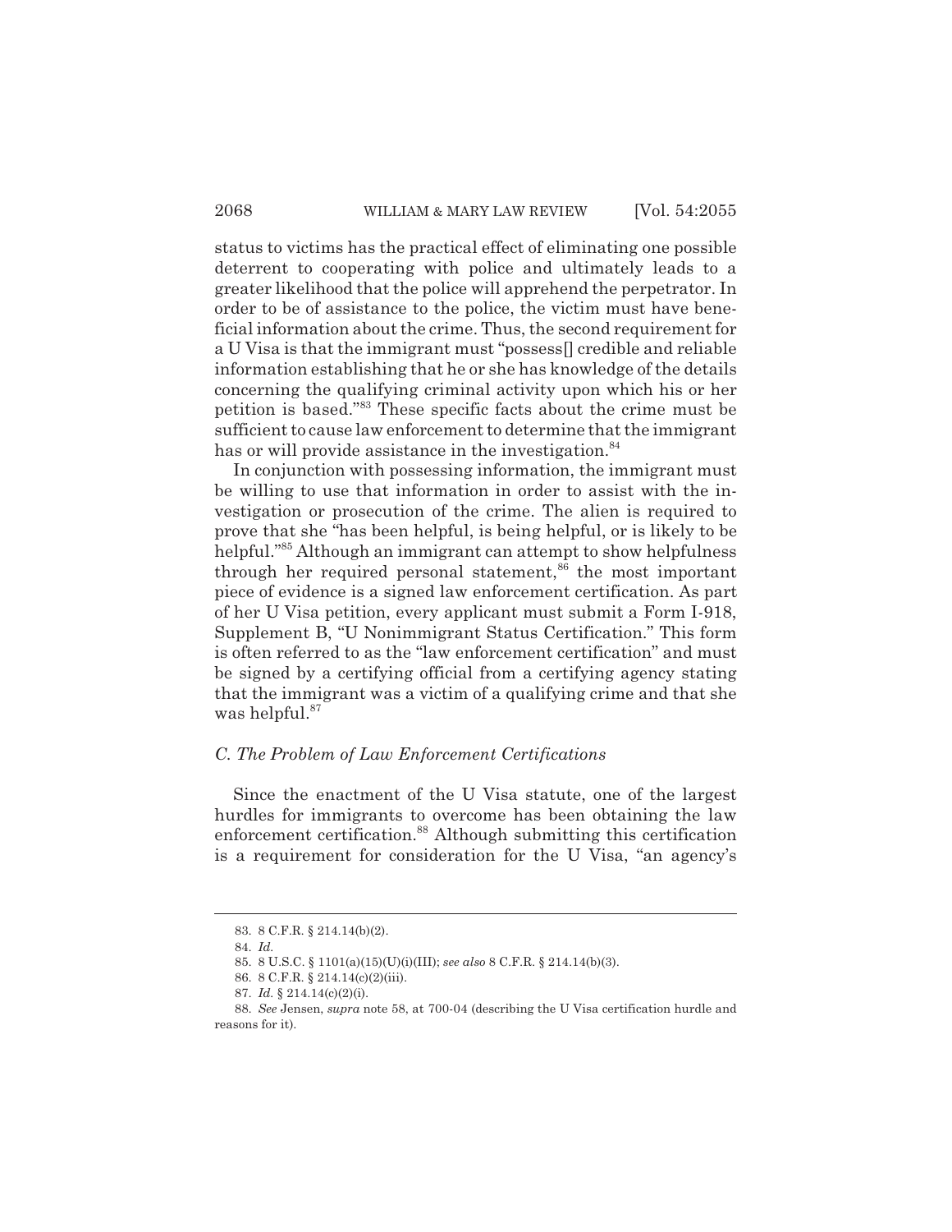status to victims has the practical effect of eliminating one possible deterrent to cooperating with police and ultimately leads to a greater likelihood that the police will apprehend the perpetrator. In order to be of assistance to the police, the victim must have beneficial information about the crime. Thus, the second requirement for a U Visa is that the immigrant must "possess[] credible and reliable information establishing that he or she has knowledge of the details concerning the qualifying criminal activity upon which his or her petition is based."[83] These specific facts about the crime must be sufficient to cause law enforcement to determine that the immigrant has or will provide assistance in the investigation.[84]

In conjunction with possessing information, the immigrant must be willing to use that information in order to assist with the investigation or prosecution of the crime. The alien is required to prove that she "has been helpful, is being helpful, or is likely to be helpful."[85] Although an immigrant can attempt to show helpfulness through her required personal statement,[86] the most important piece of evidence is a signed law enforcement certification. As part of her U Visa petition, every applicant must submit a Form I-918, Supplement B, "U Nonimmigrant Status Certification." This form is often referred to as the "law enforcement certification" and must be signed by a certifying official from a certifying agency stating that the immigrant was a victim of a qualifying crime and that she was helpful.[87]

### *C. The Problem of Law Enforcement Certifications*

Since the enactment of the U Visa statute, one of the largest hurdles for immigrants to overcome has been obtaining the law enforcement certification.[88] Although submitting this certification is a requirement for consideration for the U Visa, "an agency's

---

83. 8 C.F.R. § 214.14(b)(2).

84. *Id.*

85. 8 U.S.C. § 1101(a)(15)(U)(i)(III); *see also* 8 C.F.R. § 214.14(b)(3).

86. 8 C.F.R. § 214.14(c)(2)(iii).

87. *Id.* § 214.14(c)(2)(i).

88. *See* Jensen, *supra* note 58, at 700-04 (describing the U Visa certification hurdle and reasons for it).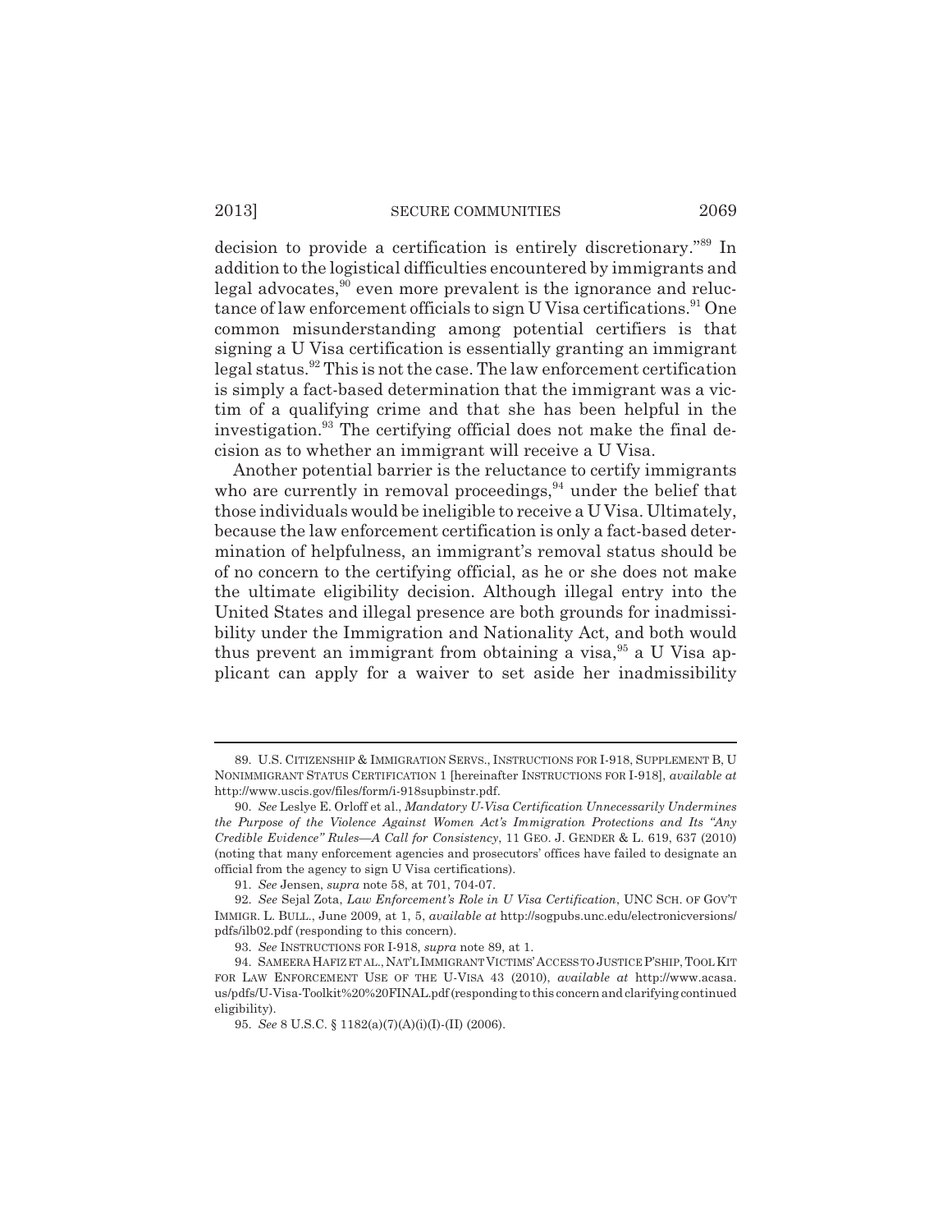decision to provide a certification is entirely discretionary."[89] In addition to the logistical difficulties encountered by immigrants and legal advocates,[90] even more prevalent is the ignorance and reluctance of law enforcement officials to sign U Visa certifications.[91] One common misunderstanding among potential certifiers is that signing a U Visa certification is essentially granting an immigrant legal status.[92] This is not the case. The law enforcement certification is simply a fact-based determination that the immigrant was a victim of a qualifying crime and that she has been helpful in the investigation.[93] The certifying official does not make the final decision as to whether an immigrant will receive a U Visa.

Another potential barrier is the reluctance to certify immigrants who are currently in removal proceedings,[94] under the belief that those individuals would be ineligible to receive a U Visa. Ultimately, because the law enforcement certification is only a fact-based determination of helpfulness, an immigrant's removal status should be of no concern to the certifying official, as he or she does not make the ultimate eligibility decision. Although illegal entry into the United States and illegal presence are both grounds for inadmissibility under the Immigration and Nationality Act, and both would thus prevent an immigrant from obtaining a visa,[95] a U Visa applicant can apply for a waiver to set aside her inadmissibility

---

89. U.S. CITIZENSHIP & IMMIGRATION SERVS., INSTRUCTIONS FOR I-918, SUPPLEMENT B, U NONIMMIGRANT STATUS CERTIFICATION 1 [hereinafter INSTRUCTIONS FOR I-918], *available at* http://www.uscis.gov/files/form/i-918supbinstr.pdf.

90. *See* Leslye E. Orloff et al., *Mandatory U-Visa Certification Unnecessarily Undermines the Purpose of the Violence Against Women Act's Immigration Protections and Its "Any Credible Evidence" Rules—A Call for Consistency*, 11 GEO. J. GENDER & L. 619, 637 (2010) (noting that many enforcement agencies and prosecutors' offices have failed to designate an official from the agency to sign U Visa certifications).

91. *See* Jensen, *supra* note 58, at 701, 704-07.

92. *See* Sejal Zota, *Law Enforcement's Role in U Visa Certification*, UNC SCH. OF GOV'T IMMIGR. L. BULL., June 2009, at 1, 5, *available at* http://sogpubs.unc.edu/electronicversions/pdfs/ilb02.pdf (responding to this concern).

93. *See* INSTRUCTIONS FOR I-918, *supra* note 89, at 1.

94. SAMEERA HAFIZ ET AL., NAT'L IMMIGRANT VICTIMS' ACCESS TO JUSTICE P'SHIP, TOOL KIT FOR LAW ENFORCEMENT USE OF THE U-VISA 43 (2010), *available at* http://www.acasa.us/pdfs/U-Visa-Toolkit%20%20FINAL.pdf (responding to this concern and clarifying continued eligibility).

95. *See* 8 U.S.C. § 1182(a)(7)(A)(i)(I)-(II) (2006).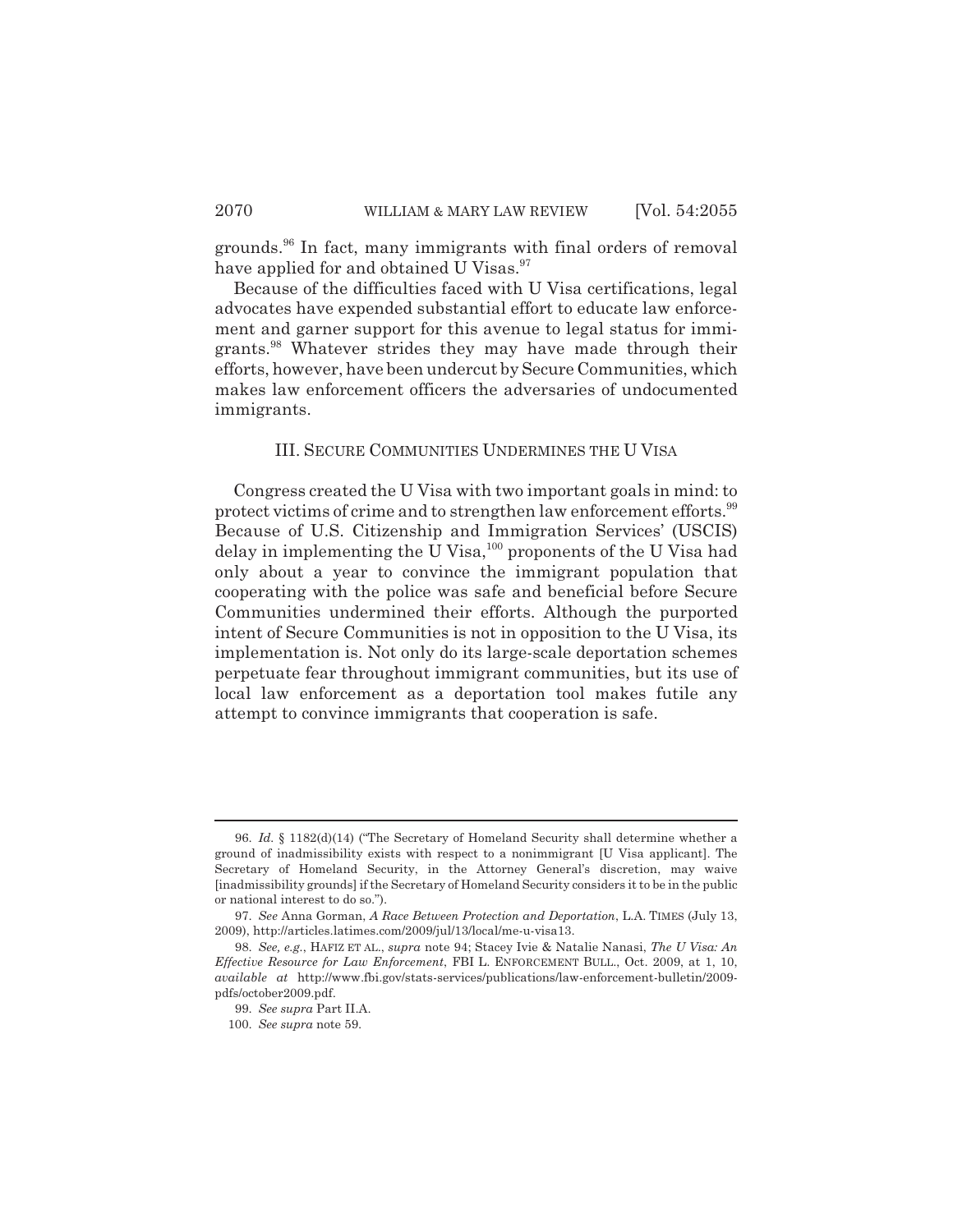grounds.[96] In fact, many immigrants with final orders of removal have applied for and obtained U Visas.[97]

Because of the difficulties faced with U Visa certifications, legal advocates have expended substantial effort to educate law enforcement and garner support for this avenue to legal status for immigrants.[98] Whatever strides they may have made through their efforts, however, have been undercut by Secure Communities, which makes law enforcement officers the adversaries of undocumented immigrants.

## III. SECURE COMMUNITIES UNDERMINES THE U VISA

Congress created the U Visa with two important goals in mind: to protect victims of crime and to strengthen law enforcement efforts.[99] Because of U.S. Citizenship and Immigration Services' (USCIS) delay in implementing the U Visa,[100] proponents of the U Visa had only about a year to convince the immigrant population that cooperating with the police was safe and beneficial before Secure Communities undermined their efforts. Although the purported intent of Secure Communities is not in opposition to the U Visa, its implementation is. Not only do its large-scale deportation schemes perpetuate fear throughout immigrant communities, but its use of local law enforcement as a deportation tool makes futile any attempt to convince immigrants that cooperation is safe.

---

96. *Id.* § 1182(d)(14) ("The Secretary of Homeland Security shall determine whether a ground of inadmissibility exists with respect to a nonimmigrant [U Visa applicant]. The Secretary of Homeland Security, in the Attorney General's discretion, may waive [inadmissibility grounds] if the Secretary of Homeland Security considers it to be in the public or national interest to do so.").

97. *See* Anna Gorman, *A Race Between Protection and Deportation*, L.A. TIMES (July 13, 2009), http://articles.latimes.com/2009/jul/13/local/me-u-visa13.

98. *See, e.g.*, HAFIZ ET AL., *supra* note 94; Stacey Ivie & Natalie Nanasi, *The U Visa: An Effective Resource for Law Enforcement*, FBI L. ENFORCEMENT BULL., Oct. 2009, at 1, 10, *available at* http://www.fbi.gov/stats-services/publications/law-enforcement-bulletin/2009-pdfs/october2009.pdf.

99. *See supra* Part II.A.

100. *See supra* note 59.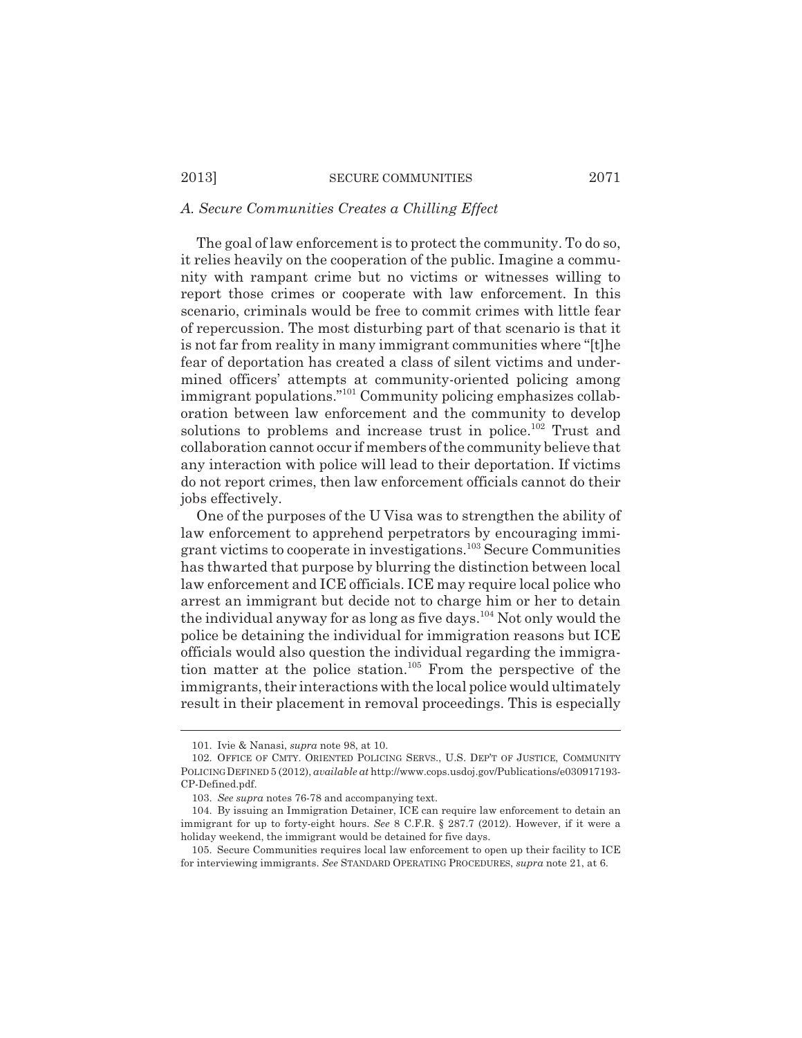### *A. Secure Communities Creates a Chilling Effect*

The goal of law enforcement is to protect the community. To do so, it relies heavily on the cooperation of the public. Imagine a community with rampant crime but no victims or witnesses willing to report those crimes or cooperate with law enforcement. In this scenario, criminals would be free to commit crimes with little fear of repercussion. The most disturbing part of that scenario is that it is not far from reality in many immigrant communities where "[t]he fear of deportation has created a class of silent victims and undermined officers' attempts at community-oriented policing among immigrant populations."[101] Community policing emphasizes collaboration between law enforcement and the community to develop solutions to problems and increase trust in police.[102] Trust and collaboration cannot occur if members of the community believe that any interaction with police will lead to their deportation. If victims do not report crimes, then law enforcement officials cannot do their jobs effectively.

One of the purposes of the U Visa was to strengthen the ability of law enforcement to apprehend perpetrators by encouraging immigrant victims to cooperate in investigations.[103] Secure Communities has thwarted that purpose by blurring the distinction between local law enforcement and ICE officials. ICE may require local police who arrest an immigrant but decide not to charge him or her to detain the individual anyway for as long as five days.[104] Not only would the police be detaining the individual for immigration reasons but ICE officials would also question the individual regarding the immigration matter at the police station.[105] From the perspective of the immigrants, their interactions with the local police would ultimately result in their placement in removal proceedings. This is especially

---

101. Ivie & Nanasi, *supra* note 98, at 10.

102. OFFICE OF CMTY. ORIENTED POLICING SERVS., U.S. DEP'T OF JUSTICE, COMMUNITY POLICING DEFINED 5 (2012), *available at* http://www.cops.usdoj.gov/Publications/e030917193-CP-Defined.pdf.

103. *See supra* notes 76-78 and accompanying text.

104. By issuing an Immigration Detainer, ICE can require law enforcement to detain an immigrant for up to forty-eight hours. *See* 8 C.F.R. § 287.7 (2012). However, if it were a holiday weekend, the immigrant would be detained for five days.

105. Secure Communities requires local law enforcement to open up their facility to ICE for interviewing immigrants. *See* STANDARD OPERATING PROCEDURES, *supra* note 21, at 6.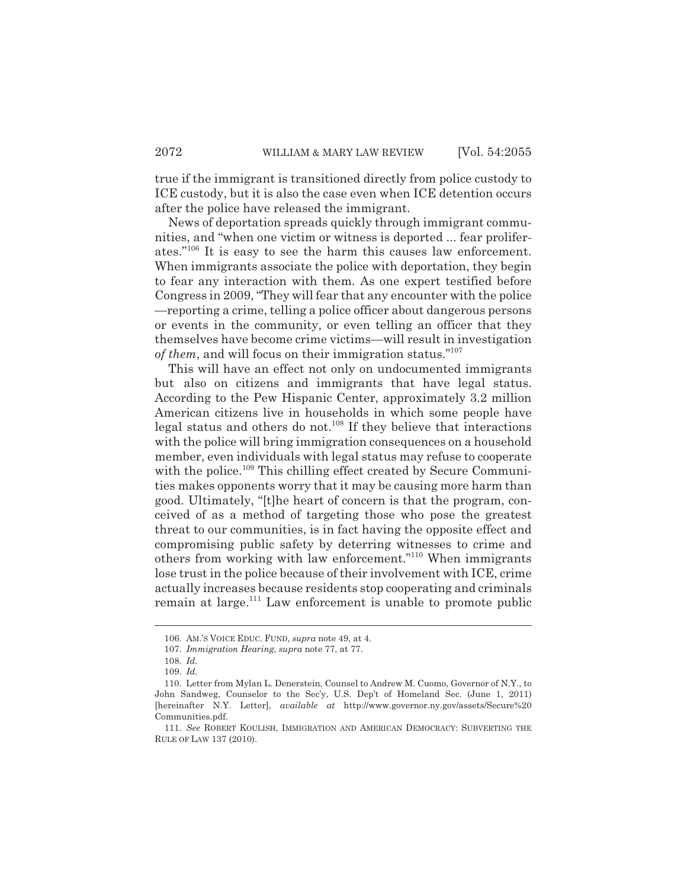true if the immigrant is transitioned directly from police custody to ICE custody, but it is also the case even when ICE detention occurs after the police have released the immigrant.

News of deportation spreads quickly through immigrant communities, and "when one victim or witness is deported ... fear proliferates."[106] It is easy to see the harm this causes law enforcement. When immigrants associate the police with deportation, they begin to fear any interaction with them. As one expert testified before Congress in 2009, "They will fear that any encounter with the police—reporting a crime, telling a police officer about dangerous persons or events in the community, or even telling an officer that they themselves have become crime victims—will result in investigation *of them*, and will focus on their immigration status."[107]

This will have an effect not only on undocumented immigrants but also on citizens and immigrants that have legal status. According to the Pew Hispanic Center, approximately 3.2 million American citizens live in households in which some people have legal status and others do not.[108] If they believe that interactions with the police will bring immigration consequences on a household member, even individuals with legal status may refuse to cooperate with the police.[109] This chilling effect created by Secure Communities makes opponents worry that it may be causing more harm than good. Ultimately, "[t]he heart of concern is that the program, conceived of as a method of targeting those who pose the greatest threat to our communities, is in fact having the opposite effect and compromising public safety by deterring witnesses to crime and others from working with law enforcement."[110] When immigrants lose trust in the police because of their involvement with ICE, crime actually increases because residents stop cooperating and criminals remain at large.[111] Law enforcement is unable to promote public

---

106. AM.'S VOICE EDUC. FUND, *supra* note 49, at 4.

107. *Immigration Hearing*, *supra* note 77, at 77.

108. *Id.*

109. *Id.*

110. Letter from Mylan L. Denerstein, Counsel to Andrew M. Cuomo, Governor of N.Y., to John Sandweg, Counselor to the Sec'y, U.S. Dep't of Homeland Sec. (June 1, 2011) [hereinafter N.Y. Letter], *available at* http://www.governor.ny.gov/assets/Secure%20Communities.pdf.

111. *See* ROBERT KOULISH, IMMIGRATION AND AMERICAN DEMOCRACY: SUBVERTING THE RULE OF LAW 137 (2010).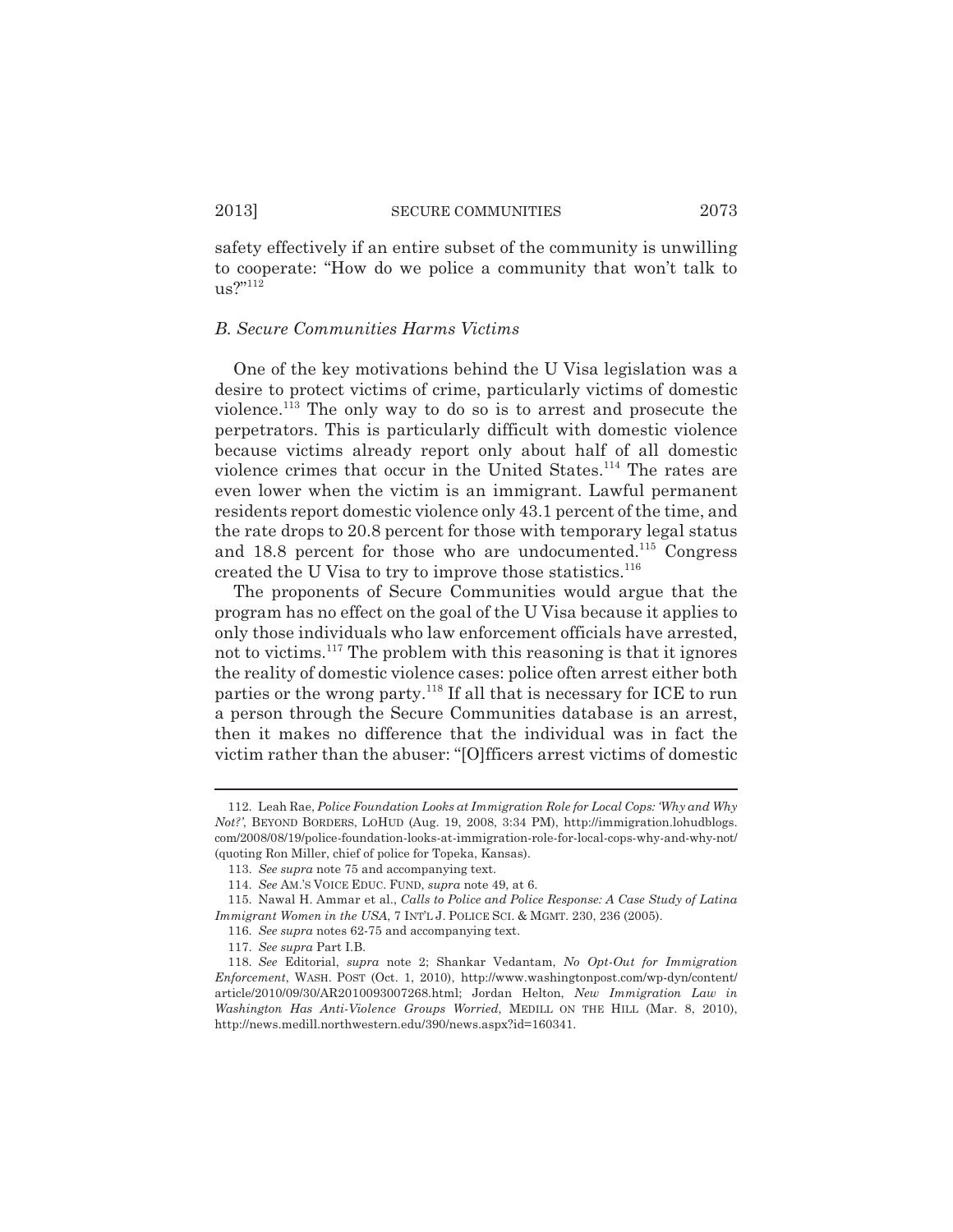safety effectively if an entire subset of the community is unwilling to cooperate: "How do we police a community that won't talk to us?"[112]

### *B. Secure Communities Harms Victims*

One of the key motivations behind the U Visa legislation was a desire to protect victims of crime, particularly victims of domestic violence.[113] The only way to do so is to arrest and prosecute the perpetrators. This is particularly difficult with domestic violence because victims already report only about half of all domestic violence crimes that occur in the United States.[114] The rates are even lower when the victim is an immigrant. Lawful permanent residents report domestic violence only 43.1 percent of the time, and the rate drops to 20.8 percent for those with temporary legal status and 18.8 percent for those who are undocumented.[115] Congress created the U Visa to try to improve those statistics.[116]

The proponents of Secure Communities would argue that the program has no effect on the goal of the U Visa because it applies to only those individuals who law enforcement officials have arrested, not to victims.[117] The problem with this reasoning is that it ignores the reality of domestic violence cases: police often arrest either both parties or the wrong party.[118] If all that is necessary for ICE to run a person through the Secure Communities database is an arrest, then it makes no difference that the individual was in fact the victim rather than the abuser: "[O]fficers arrest victims of domestic

---

112. Leah Rae, *Police Foundation Looks at Immigration Role for Local Cops: 'Why and Why Not?'*, BEYOND BORDERS, LOHUD (Aug. 19, 2008, 3:34 PM), http://immigration.lohudblogs.com/2008/08/19/police-foundation-looks-at-immigration-role-for-local-cops-why-and-why-not/ (quoting Ron Miller, chief of police for Topeka, Kansas).

113. *See supra* note 75 and accompanying text.

114. *See* AM.'S VOICE EDUC. FUND, *supra* note 49, at 6.

115. Nawal H. Ammar et al., *Calls to Police and Police Response: A Case Study of Latina Immigrant Women in the USA*, 7 INT'L J. POLICE SCI. & MGMT. 230, 236 (2005).

116. *See supra* notes 62-75 and accompanying text.

117. *See supra* Part I.B.

118. *See* Editorial, *supra* note 2; Shankar Vedantam, *No Opt-Out for Immigration Enforcement*, WASH. POST (Oct. 1, 2010), http://www.washingtonpost.com/wp-dyn/content/article/2010/09/30/AR2010093007268.html; Jordan Helton, *New Immigration Law in Washington Has Anti-Violence Groups Worried*, MEDILL ON THE HILL (Mar. 8, 2010), http://news.medill.northwestern.edu/390/news.aspx?id=160341.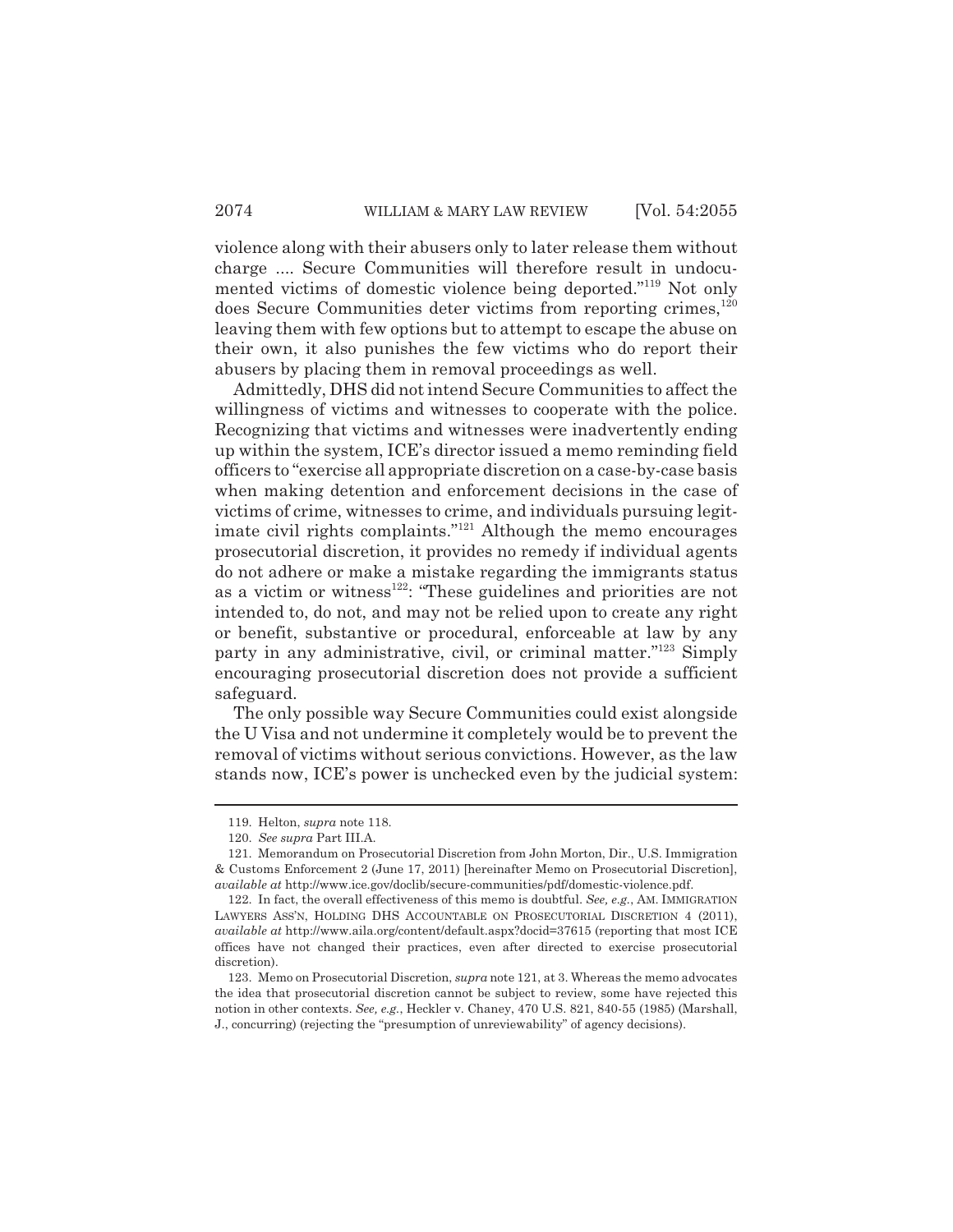violence along with their abusers only to later release them without charge .... Secure Communities will therefore result in undocumented victims of domestic violence being deported."[119] Not only does Secure Communities deter victims from reporting crimes,[120] leaving them with few options but to attempt to escape the abuse on their own, it also punishes the few victims who do report their abusers by placing them in removal proceedings as well.

Admittedly, DHS did not intend Secure Communities to affect the willingness of victims and witnesses to cooperate with the police. Recognizing that victims and witnesses were inadvertently ending up within the system, ICE's director issued a memo reminding field officers to "exercise all appropriate discretion on a case-by-case basis when making detention and enforcement decisions in the case of victims of crime, witnesses to crime, and individuals pursuing legitimate civil rights complaints."[121] Although the memo encourages prosecutorial discretion, it provides no remedy if individual agents do not adhere or make a mistake regarding the immigrants status as a victim or witness[122]: "These guidelines and priorities are not intended to, do not, and may not be relied upon to create any right or benefit, substantive or procedural, enforceable at law by any party in any administrative, civil, or criminal matter."[123] Simply encouraging prosecutorial discretion does not provide a sufficient safeguard.

The only possible way Secure Communities could exist alongside the U Visa and not undermine it completely would be to prevent the removal of victims without serious convictions. However, as the law stands now, ICE's power is unchecked even by the judicial system:

---

119. Helton, *supra* note 118.

120. *See supra* Part III.A.

121. Memorandum on Prosecutorial Discretion from John Morton, Dir., U.S. Immigration & Customs Enforcement 2 (June 17, 2011) [hereinafter Memo on Prosecutorial Discretion], *available at* http://www.ice.gov/doclib/secure-communities/pdf/domestic-violence.pdf.

122. In fact, the overall effectiveness of this memo is doubtful. *See, e.g.*, AM. IMMIGRATION LAWYERS ASS'N, HOLDING DHS ACCOUNTABLE ON PROSECUTORIAL DISCRETION 4 (2011), *available at* http://www.aila.org/content/default.aspx?docid=37615 (reporting that most ICE offices have not changed their practices, even after directed to exercise prosecutorial discretion).

123. Memo on Prosecutorial Discretion, *supra* note 121, at 3. Whereas the memo advocates the idea that prosecutorial discretion cannot be subject to review, some have rejected this notion in other contexts. *See, e.g.*, Heckler v. Chaney, 470 U.S. 821, 840-55 (1985) (Marshall, J., concurring) (rejecting the "presumption of unreviewability" of agency decisions).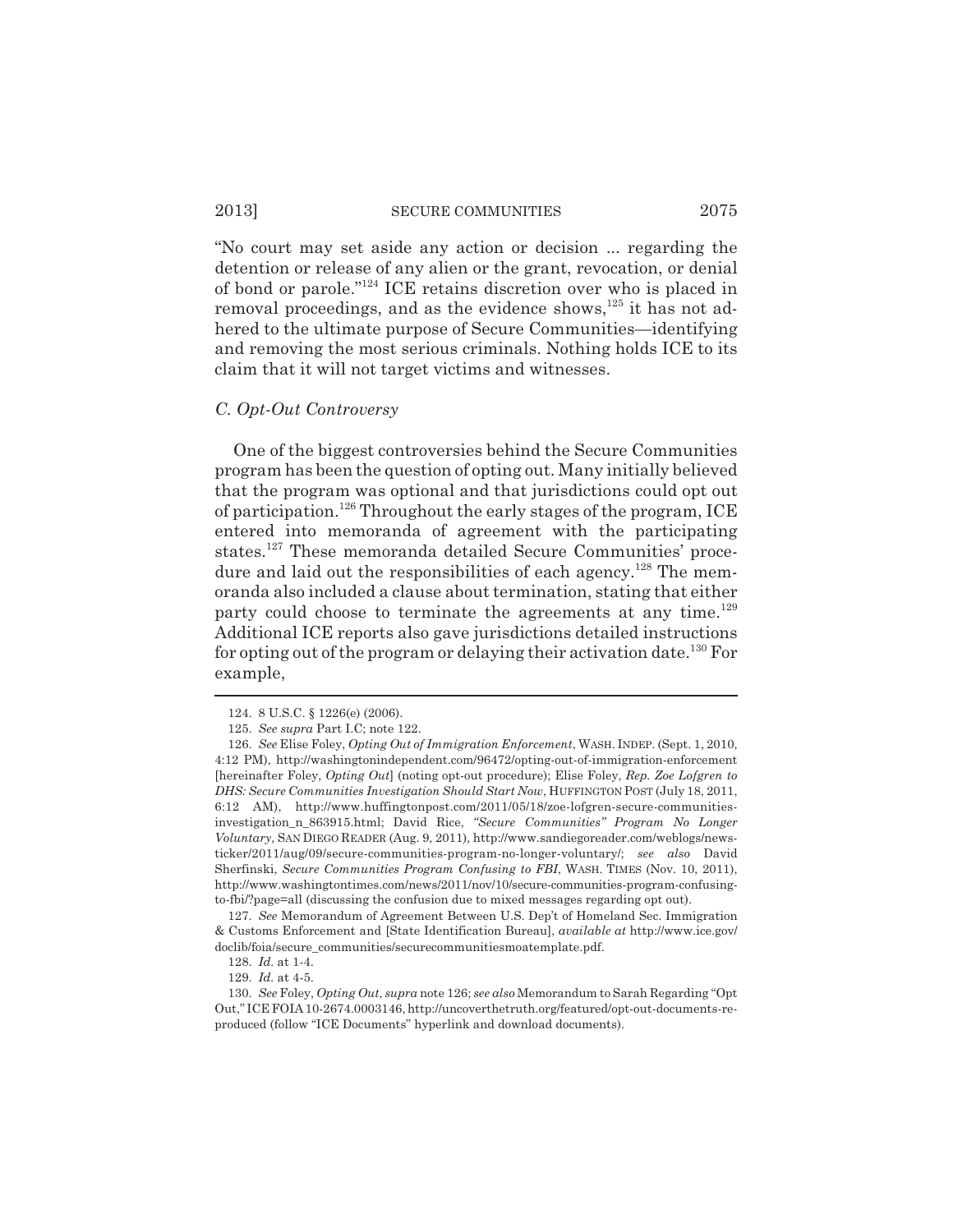"No court may set aside any action or decision ... regarding the detention or release of any alien or the grant, revocation, or denial of bond or parole."[124] ICE retains discretion over who is placed in removal proceedings, and as the evidence shows,[125] it has not adhered to the ultimate purpose of Secure Communities—identifying and removing the most serious criminals. Nothing holds ICE to its claim that it will not target victims and witnesses.

### *C. Opt-Out Controversy*

One of the biggest controversies behind the Secure Communities program has been the question of opting out. Many initially believed that the program was optional and that jurisdictions could opt out of participation.[126] Throughout the early stages of the program, ICE entered into memoranda of agreement with the participating states.[127] These memoranda detailed Secure Communities' procedure and laid out the responsibilities of each agency.[128] The memoranda also included a clause about termination, stating that either party could choose to terminate the agreements at any time.[129] Additional ICE reports also gave jurisdictions detailed instructions for opting out of the program or delaying their activation date.[130] For example,

---

124. 8 U.S.C. § 1226(e) (2006).

125. *See supra* Part I.C; note 122.

126. *See* Elise Foley, *Opting Out of Immigration Enforcement*, WASH. INDEP. (Sept. 1, 2010, 4:12 PM), http://washingtonindependent.com/96472/opting-out-of-immigration-enforcement [hereinafter Foley, *Opting Out*] (noting opt-out procedure); Elise Foley, *Rep. Zoe Lofgren to DHS: Secure Communities Investigation Should Start Now*, HUFFINGTON POST (July 18, 2011, 6:12 AM), http://www.huffingtonpost.com/2011/05/18/zoe-lofgren-secure-communities-investigation_n_863915.html; David Rice, *"Secure Communities" Program No Longer Voluntary*, SAN DIEGO READER (Aug. 9, 2011), http://www.sandiegoreader.com/weblogs/news-ticker/2011/aug/09/secure-communities-program-no-longer-voluntary/; *see also* David Sherfinski, *Secure Communities Program Confusing to FBI*, WASH. TIMES (Nov. 10, 2011), http://www.washingtontimes.com/news/2011/nov/10/secure-communities-program-confusing-to-fbi/?page=all (discussing the confusion due to mixed messages regarding opt out).

127. *See* Memorandum of Agreement Between U.S. Dep't of Homeland Sec. Immigration & Customs Enforcement and [State Identification Bureau], *available at* http://www.ice.gov/doclib/foia/secure_communities/securecommunitiesmoatemplate.pdf.

128. *Id.* at 1-4.

129. *Id.* at 4-5.

130. *See* Foley, *Opting Out*, *supra* note 126; *see also* Memorandum to Sarah Regarding "Opt Out," ICE FOIA 10-2674.0003146, http://uncoverthetruth.org/featured/opt-out-documents-reproduced (follow "ICE Documents" hyperlink and download documents).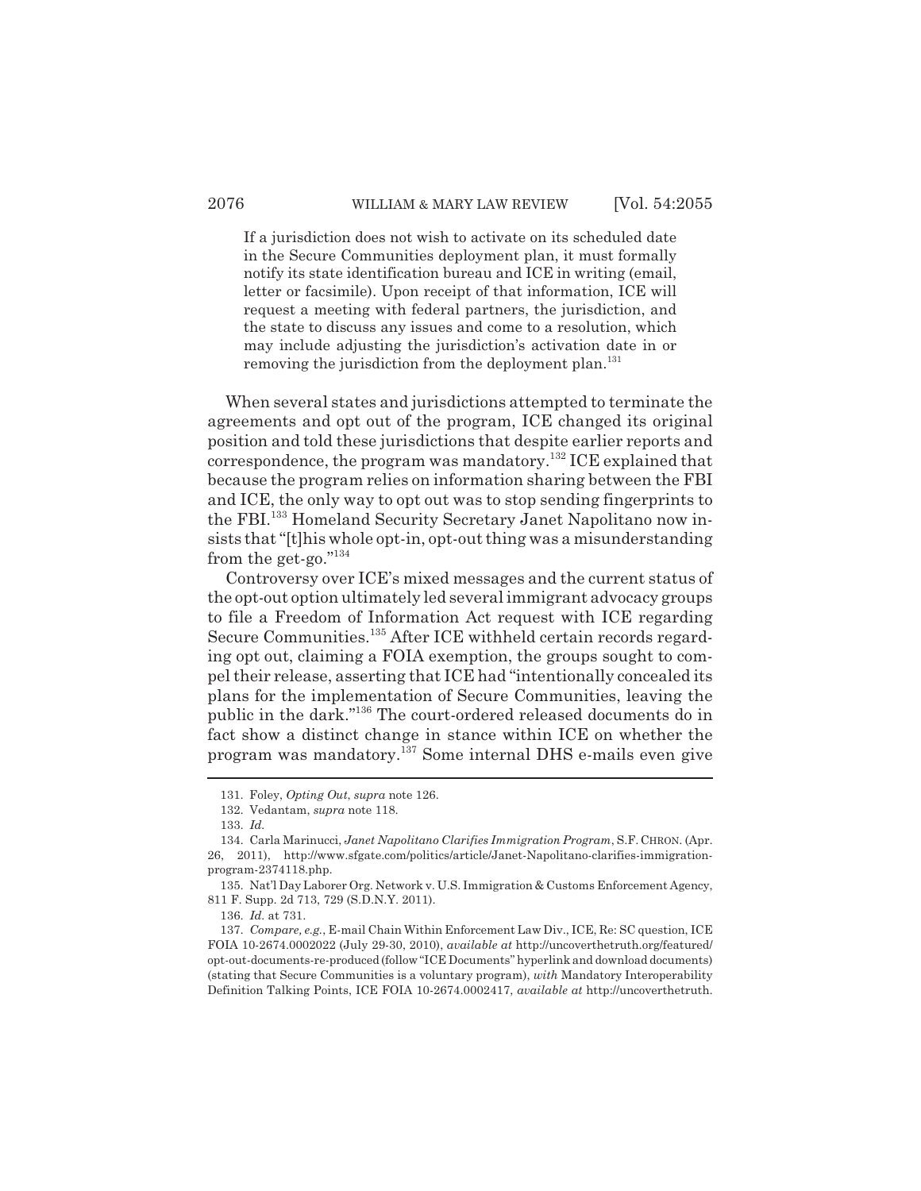> If a jurisdiction does not wish to activate on its scheduled date in the Secure Communities deployment plan, it must formally notify its state identification bureau and ICE in writing (email, letter or facsimile). Upon receipt of that information, ICE will request a meeting with federal partners, the jurisdiction, and the state to discuss any issues and come to a resolution, which may include adjusting the jurisdiction's activation date in or removing the jurisdiction from the deployment plan.[131]

When several states and jurisdictions attempted to terminate the agreements and opt out of the program, ICE changed its original position and told these jurisdictions that despite earlier reports and correspondence, the program was mandatory.[132] ICE explained that because the program relies on information sharing between the FBI and ICE, the only way to opt out was to stop sending fingerprints to the FBI.[133] Homeland Security Secretary Janet Napolitano now insists that "[t]his whole opt-in, opt-out thing was a misunderstanding from the get-go."[134]

Controversy over ICE's mixed messages and the current status of the opt-out option ultimately led several immigrant advocacy groups to file a Freedom of Information Act request with ICE regarding Secure Communities.[135] After ICE withheld certain records regarding opt out, claiming a FOIA exemption, the groups sought to compel their release, asserting that ICE had "intentionally concealed its plans for the implementation of Secure Communities, leaving the public in the dark."[136] The court-ordered released documents do in fact show a distinct change in stance within ICE on whether the program was mandatory.[137] Some internal DHS e-mails even give

---

131. Foley, *Opting Out*, *supra* note 126.

132. Vedantam, *supra* note 118.

133. *Id.*

134. Carla Marinucci, *Janet Napolitano Clarifies Immigration Program*, S.F. CHRON. (Apr. 26, 2011), http://www.sfgate.com/politics/article/Janet-Napolitano-clarifies-immigration-program-2374118.php.

135. Nat'l Day Laborer Org. Network v. U.S. Immigration & Customs Enforcement Agency, 811 F. Supp. 2d 713, 729 (S.D.N.Y. 2011).

136. *Id.* at 731.

137. *Compare, e.g.*, E-mail Chain Within Enforcement Law Div., ICE, Re: SC question, ICE FOIA 10-2674.0002022 (July 29-30, 2010), *available at* http://uncoverthetruth.org/featured/opt-out-documents-re-produced (follow "ICE Documents" hyperlink and download documents) (stating that Secure Communities is a voluntary program), *with* Mandatory Interoperability Definition Talking Points, ICE FOIA 10-2674.0002417, *available at* http://uncoverthetruth.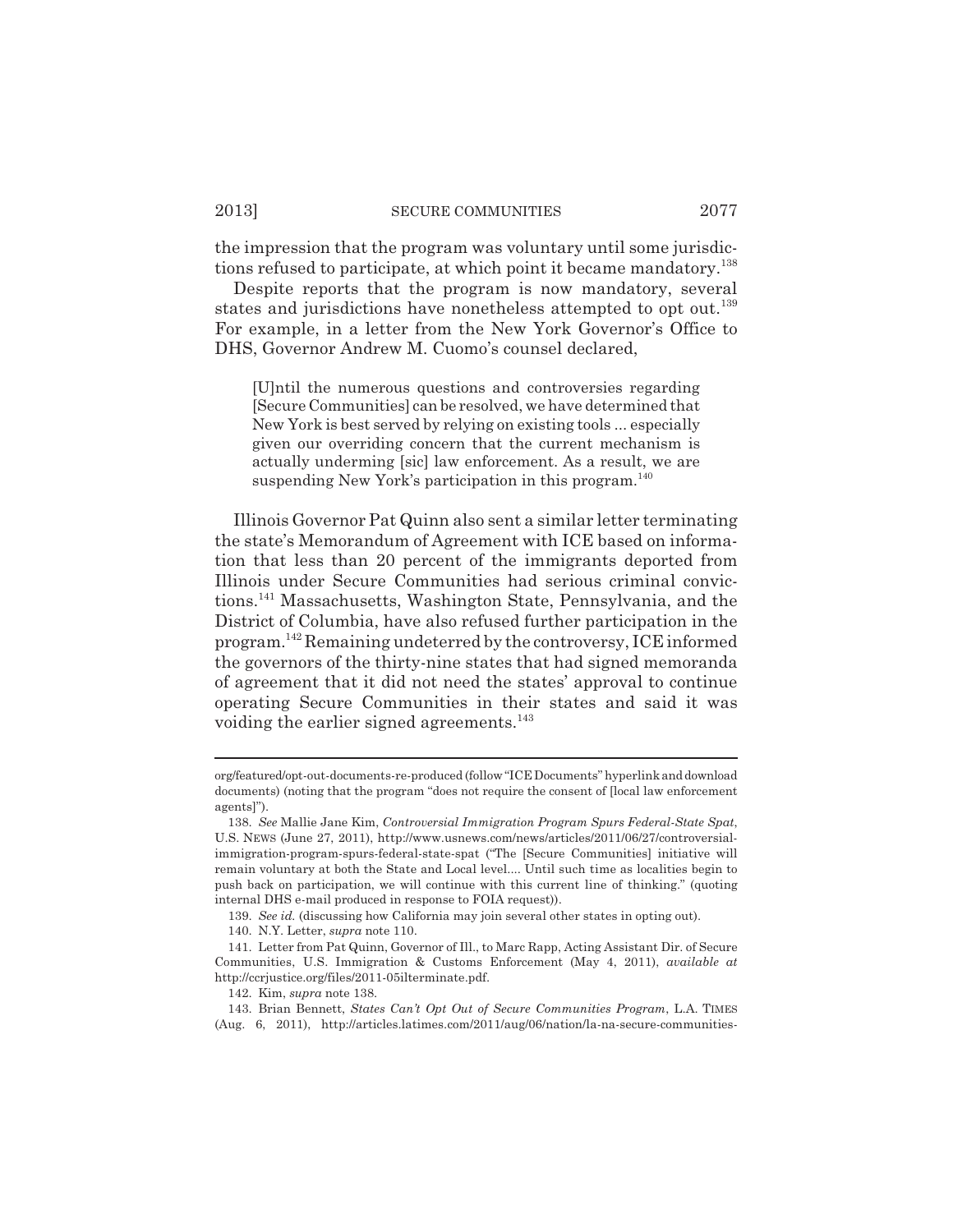the impression that the program was voluntary until some jurisdictions refused to participate, at which point it became mandatory.[138]

Despite reports that the program is now mandatory, several states and jurisdictions have nonetheless attempted to opt out.[139] For example, in a letter from the New York Governor's Office to DHS, Governor Andrew M. Cuomo's counsel declared,

> [U]ntil the numerous questions and controversies regarding [Secure Communities] can be resolved, we have determined that New York is best served by relying on existing tools ... especially given our overriding concern that the current mechanism is actually underming [sic] law enforcement. As a result, we are suspending New York's participation in this program.[140]

Illinois Governor Pat Quinn also sent a similar letter terminating the state's Memorandum of Agreement with ICE based on information that less than 20 percent of the immigrants deported from Illinois under Secure Communities had serious criminal convictions.[141] Massachusetts, Washington State, Pennsylvania, and the District of Columbia, have also refused further participation in the program.[142] Remaining undeterred by the controversy, ICE informed the governors of the thirty-nine states that had signed memoranda of agreement that it did not need the states' approval to continue operating Secure Communities in their states and said it was voiding the earlier signed agreements.[143]

---

org/featured/opt-out-documents-re-produced (follow "ICE Documents" hyperlink and download documents) (noting that the program "does not require the consent of [local law enforcement agents]").

138. *See* Mallie Jane Kim, *Controversial Immigration Program Spurs Federal-State Spat*, U.S. NEWS (June 27, 2011), http://www.usnews.com/news/articles/2011/06/27/controversial-immigration-program-spurs-federal-state-spat ("The [Secure Communities] initiative will remain voluntary at both the State and Local level.... Until such time as localities begin to push back on participation, we will continue with this current line of thinking." (quoting internal DHS e-mail produced in response to FOIA request)).

139. *See id.* (discussing how California may join several other states in opting out).

140. N.Y. Letter, *supra* note 110.

141. Letter from Pat Quinn, Governor of Ill., to Marc Rapp, Acting Assistant Dir. of Secure Communities, U.S. Immigration & Customs Enforcement (May 4, 2011), *available at* http://ccrjustice.org/files/2011-05ilterminate.pdf.

142. Kim, *supra* note 138.

143. Brian Bennett, *States Can't Opt Out of Secure Communities Program*, L.A. TIMES (Aug. 6, 2011), http://articles.latimes.com/2011/aug/06/nation/la-na-secure-communities-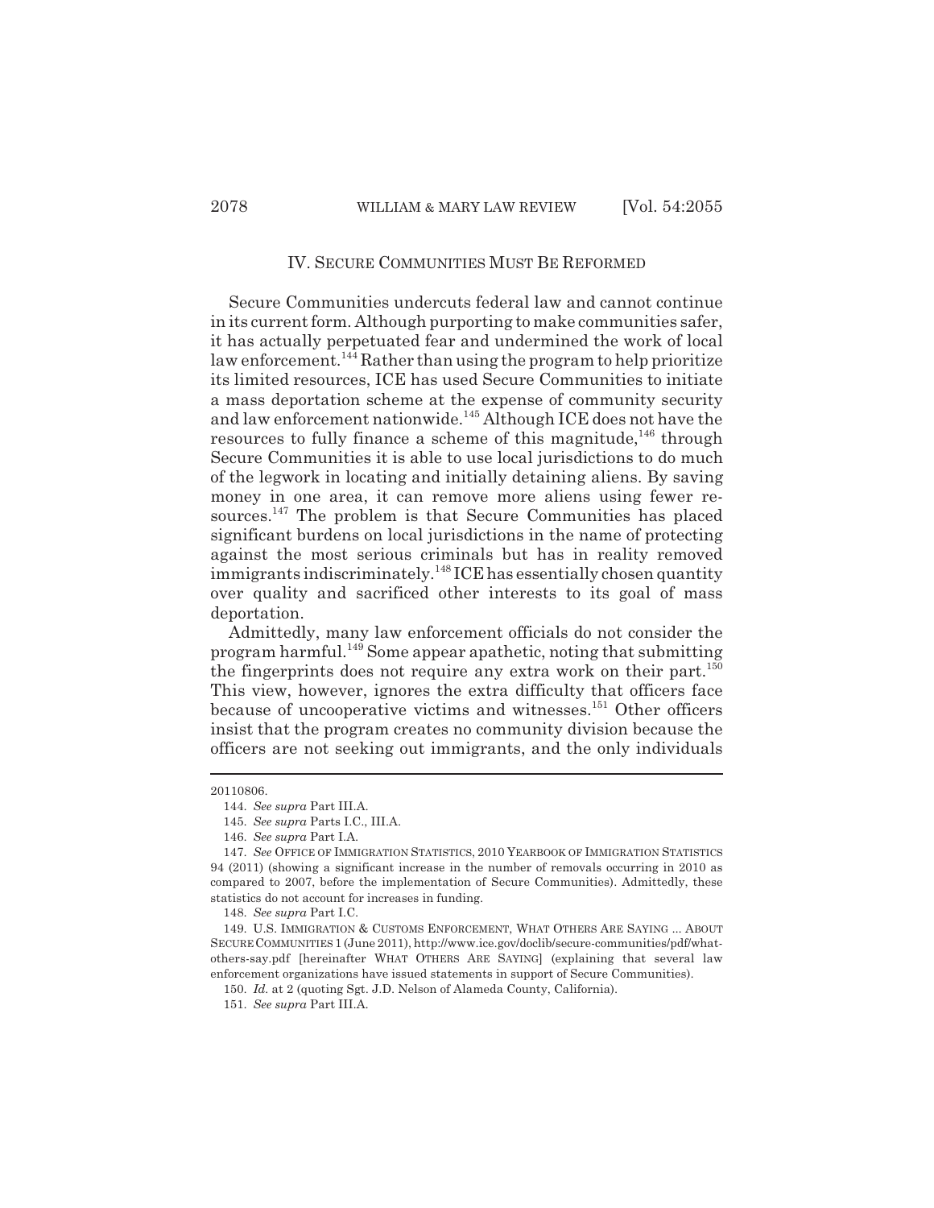## IV. SECURE COMMUNITIES MUST BE REFORMED

Secure Communities undercuts federal law and cannot continue in its current form. Although purporting to make communities safer, it has actually perpetuated fear and undermined the work of local law enforcement.[144] Rather than using the program to help prioritize its limited resources, ICE has used Secure Communities to initiate a mass deportation scheme at the expense of community security and law enforcement nationwide.[145] Although ICE does not have the resources to fully finance a scheme of this magnitude,[146] through Secure Communities it is able to use local jurisdictions to do much of the legwork in locating and initially detaining aliens. By saving money in one area, it can remove more aliens using fewer resources.[147] The problem is that Secure Communities has placed significant burdens on local jurisdictions in the name of protecting against the most serious criminals but has in reality removed immigrants indiscriminately.[148] ICE has essentially chosen quantity over quality and sacrificed other interests to its goal of mass deportation.

Admittedly, many law enforcement officials do not consider the program harmful.[149] Some appear apathetic, noting that submitting the fingerprints does not require any extra work on their part.[150] This view, however, ignores the extra difficulty that officers face because of uncooperative victims and witnesses.[151] Other officers insist that the program creates no community division because the officers are not seeking out immigrants, and the only individuals

---

20110806.

144. *See supra* Part III.A.

145. *See supra* Parts I.C., III.A.

146. *See supra* Part I.A.

147. *See* OFFICE OF IMMIGRATION STATISTICS, 2010 YEARBOOK OF IMMIGRATION STATISTICS 94 (2011) (showing a significant increase in the number of removals occurring in 2010 as compared to 2007, before the implementation of Secure Communities). Admittedly, these statistics do not account for increases in funding.

148. *See supra* Part I.C.

149. U.S. IMMIGRATION & CUSTOMS ENFORCEMENT, WHAT OTHERS ARE SAYING ... ABOUT SECURE COMMUNITIES 1 (June 2011), http://www.ice.gov/doclib/secure-communities/pdf/what-others-say.pdf [hereinafter WHAT OTHERS ARE SAYING] (explaining that several law enforcement organizations have issued statements in support of Secure Communities).

150. *Id.* at 2 (quoting Sgt. J.D. Nelson of Alameda County, California).

151. *See supra* Part III.A.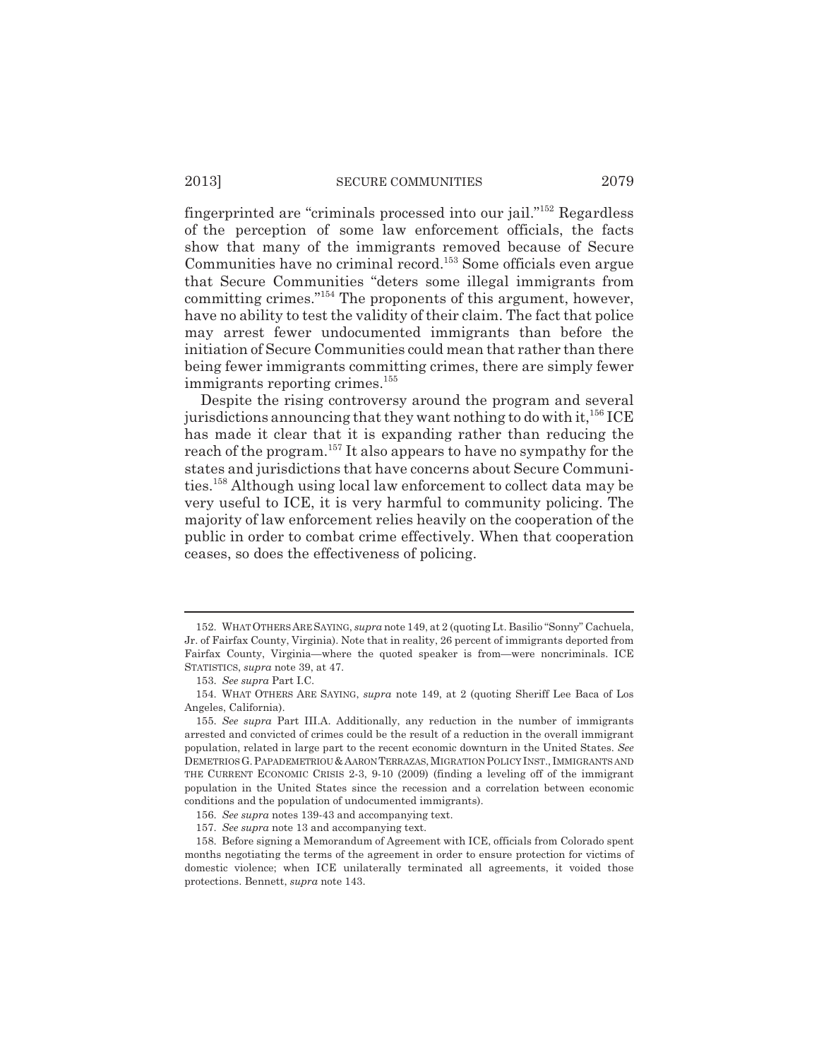fingerprinted are "criminals processed into our jail."[152] Regardless of the perception of some law enforcement officials, the facts show that many of the immigrants removed because of Secure Communities have no criminal record.[153] Some officials even argue that Secure Communities "deters some illegal immigrants from committing crimes."[154] The proponents of this argument, however, have no ability to test the validity of their claim. The fact that police may arrest fewer undocumented immigrants than before the initiation of Secure Communities could mean that rather than there being fewer immigrants committing crimes, there are simply fewer immigrants reporting crimes.[155]

Despite the rising controversy around the program and several jurisdictions announcing that they want nothing to do with it,[156] ICE has made it clear that it is expanding rather than reducing the reach of the program.[157] It also appears to have no sympathy for the states and jurisdictions that have concerns about Secure Communities.[158] Although using local law enforcement to collect data may be very useful to ICE, it is very harmful to community policing. The majority of law enforcement relies heavily on the cooperation of the public in order to combat crime effectively. When that cooperation ceases, so does the effectiveness of policing.

---

152. WHAT OTHERS ARE SAYING, *supra* note 149, at 2 (quoting Lt. Basilio "Sonny" Cachuela, Jr. of Fairfax County, Virginia). Note that in reality, 26 percent of immigrants deported from Fairfax County, Virginia—where the quoted speaker is from—were noncriminals. ICE STATISTICS, *supra* note 39, at 47.

153. *See supra* Part I.C.

154. WHAT OTHERS ARE SAYING, *supra* note 149, at 2 (quoting Sheriff Lee Baca of Los Angeles, California).

155. *See supra* Part III.A. Additionally, any reduction in the number of immigrants arrested and convicted of crimes could be the result of a reduction in the overall immigrant population, related in large part to the recent economic downturn in the United States. *See* DEMETRIOS G. PAPADEMETRIOU & AARON TERRAZAS, MIGRATION POLICY INST., IMMIGRANTS AND THE CURRENT ECONOMIC CRISIS 2-3, 9-10 (2009) (finding a leveling off of the immigrant population in the United States since the recession and a correlation between economic conditions and the population of undocumented immigrants).

156. *See supra* notes 139-43 and accompanying text.

157. *See supra* note 13 and accompanying text.

158. Before signing a Memorandum of Agreement with ICE, officials from Colorado spent months negotiating the terms of the agreement in order to ensure protection for victims of domestic violence; when ICE unilaterally terminated all agreements, it voided those protections. Bennett, *supra* note 143.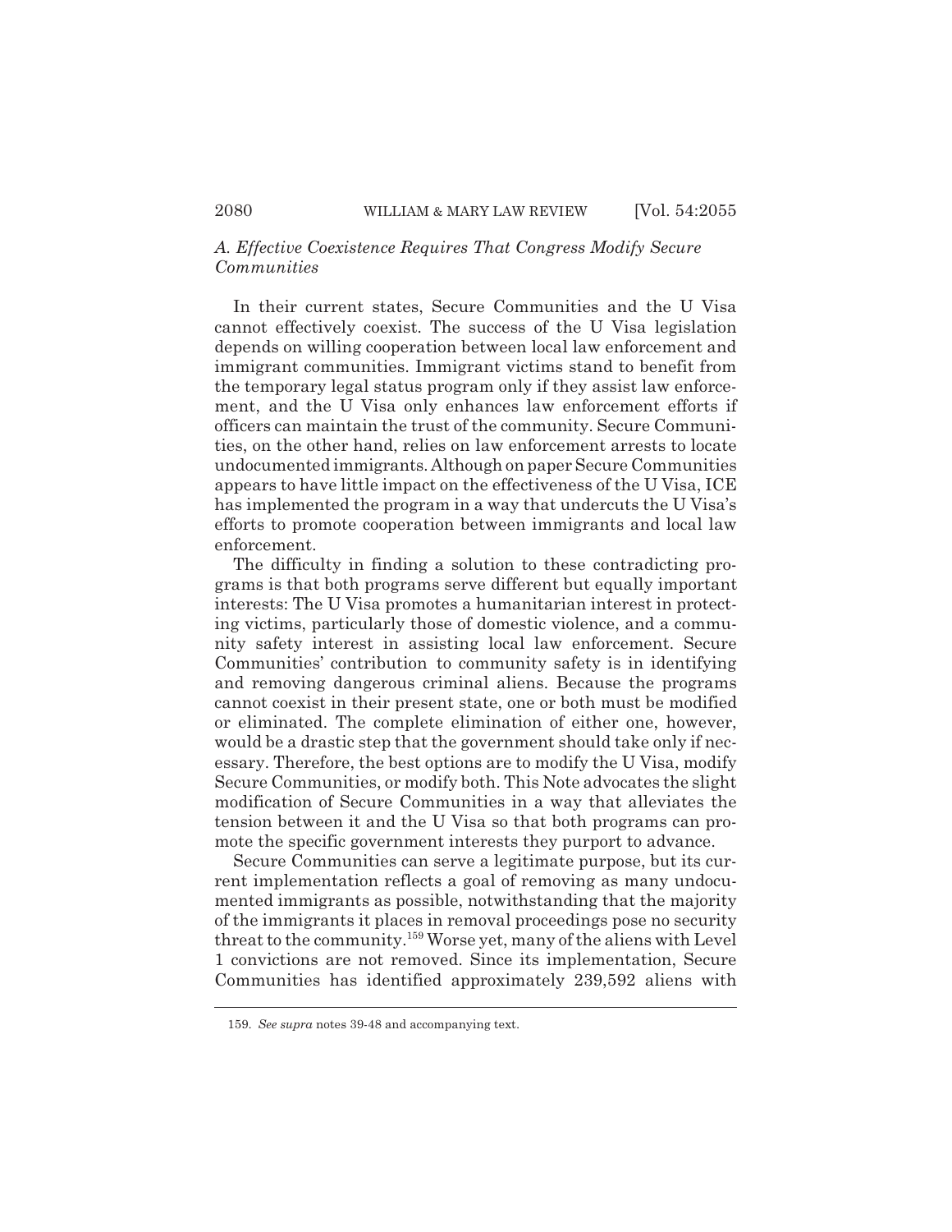### *A. Effective Coexistence Requires That Congress Modify Secure Communities*

In their current states, Secure Communities and the U Visa cannot effectively coexist. The success of the U Visa legislation depends on willing cooperation between local law enforcement and immigrant communities. Immigrant victims stand to benefit from the temporary legal status program only if they assist law enforcement, and the U Visa only enhances law enforcement efforts if officers can maintain the trust of the community. Secure Communities, on the other hand, relies on law enforcement arrests to locate undocumented immigrants. Although on paper Secure Communities appears to have little impact on the effectiveness of the U Visa, ICE has implemented the program in a way that undercuts the U Visa's efforts to promote cooperation between immigrants and local law enforcement.

The difficulty in finding a solution to these contradicting programs is that both programs serve different but equally important interests: The U Visa promotes a humanitarian interest in protecting victims, particularly those of domestic violence, and a community safety interest in assisting local law enforcement. Secure Communities' contribution to community safety is in identifying and removing dangerous criminal aliens. Because the programs cannot coexist in their present state, one or both must be modified or eliminated. The complete elimination of either one, however, would be a drastic step that the government should take only if necessary. Therefore, the best options are to modify the U Visa, modify Secure Communities, or modify both. This Note advocates the slight modification of Secure Communities in a way that alleviates the tension between it and the U Visa so that both programs can promote the specific government interests they purport to advance.

Secure Communities can serve a legitimate purpose, but its current implementation reflects a goal of removing as many undocumented immigrants as possible, notwithstanding that the majority of the immigrants it places in removal proceedings pose no security threat to the community.[159] Worse yet, many of the aliens with Level 1 convictions are not removed. Since its implementation, Secure Communities has identified approximately 239,592 aliens with

---

159. *See supra* notes 39-48 and accompanying text.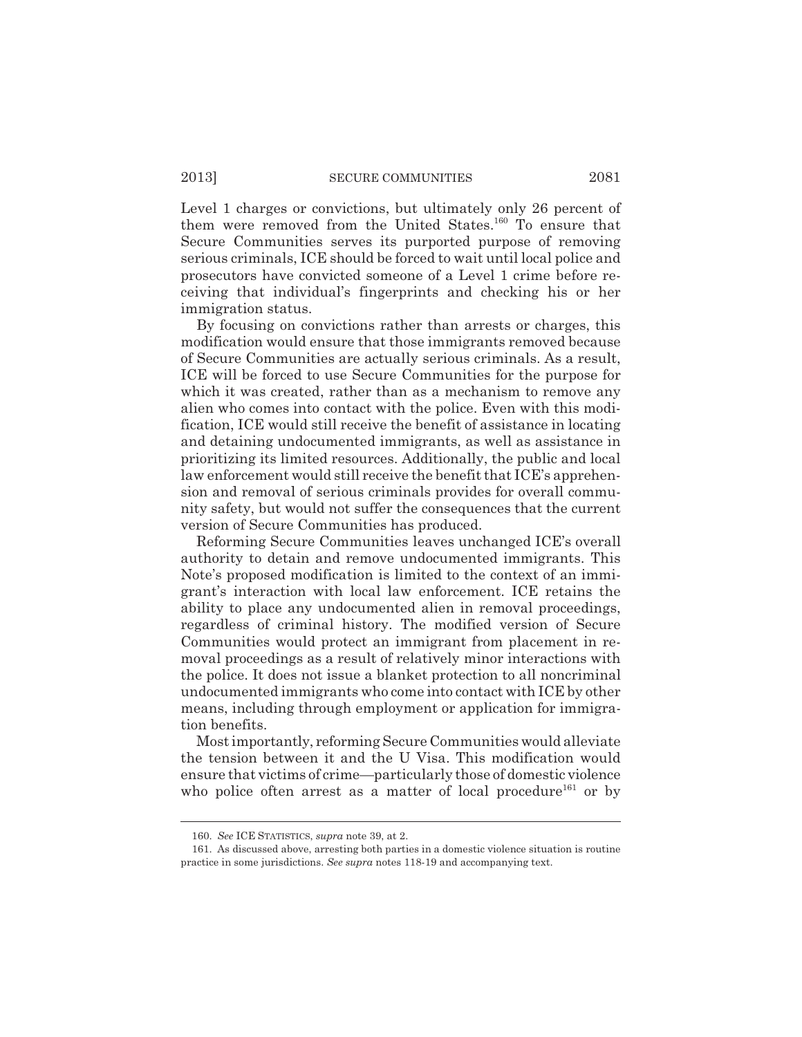Level 1 charges or convictions, but ultimately only 26 percent of them were removed from the United States.[160] To ensure that Secure Communities serves its purported purpose of removing serious criminals, ICE should be forced to wait until local police and prosecutors have convicted someone of a Level 1 crime before receiving that individual's fingerprints and checking his or her immigration status.

By focusing on convictions rather than arrests or charges, this modification would ensure that those immigrants removed because of Secure Communities are actually serious criminals. As a result, ICE will be forced to use Secure Communities for the purpose for which it was created, rather than as a mechanism to remove any alien who comes into contact with the police. Even with this modification, ICE would still receive the benefit of assistance in locating and detaining undocumented immigrants, as well as assistance in prioritizing its limited resources. Additionally, the public and local law enforcement would still receive the benefit that ICE's apprehension and removal of serious criminals provides for overall community safety, but would not suffer the consequences that the current version of Secure Communities has produced.

Reforming Secure Communities leaves unchanged ICE's overall authority to detain and remove undocumented immigrants. This Note's proposed modification is limited to the context of an immigrant's interaction with local law enforcement. ICE retains the ability to place any undocumented alien in removal proceedings, regardless of criminal history. The modified version of Secure Communities would protect an immigrant from placement in removal proceedings as a result of relatively minor interactions with the police. It does not issue a blanket protection to all noncriminal undocumented immigrants who come into contact with ICE by other means, including through employment or application for immigration benefits.

Most importantly, reforming Secure Communities would alleviate the tension between it and the U Visa. This modification would ensure that victims of crime—particularly those of domestic violence who police often arrest as a matter of local procedure[161] or by

---

160. *See* ICE STATISTICS, *supra* note 39, at 2.

161. As discussed above, arresting both parties in a domestic violence situation is routine practice in some jurisdictions. *See supra* notes 118-19 and accompanying text.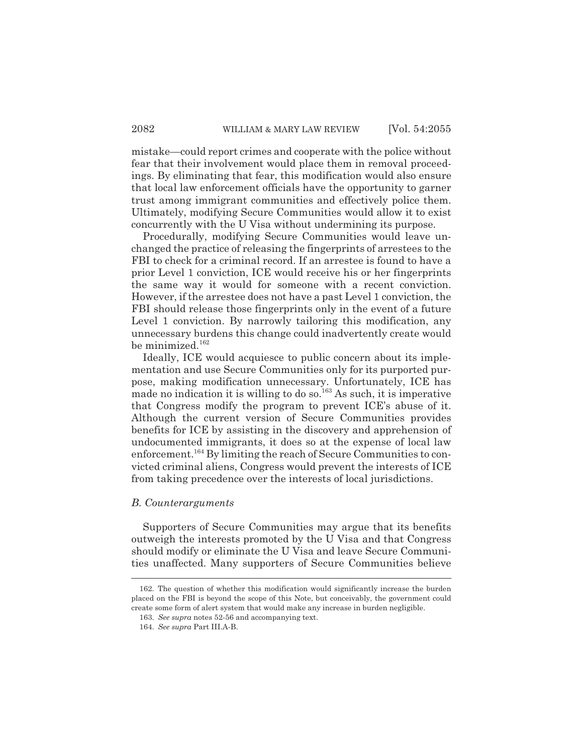mistake—could report crimes and cooperate with the police without fear that their involvement would place them in removal proceedings. By eliminating that fear, this modification would also ensure that local law enforcement officials have the opportunity to garner trust among immigrant communities and effectively police them. Ultimately, modifying Secure Communities would allow it to exist concurrently with the U Visa without undermining its purpose.

Procedurally, modifying Secure Communities would leave unchanged the practice of releasing the fingerprints of arrestees to the FBI to check for a criminal record. If an arrestee is found to have a prior Level 1 conviction, ICE would receive his or her fingerprints the same way it would for someone with a recent conviction. However, if the arrestee does not have a past Level 1 conviction, the FBI should release those fingerprints only in the event of a future Level 1 conviction. By narrowly tailoring this modification, any unnecessary burdens this change could inadvertently create would be minimized.[162]

Ideally, ICE would acquiesce to public concern about its implementation and use Secure Communities only for its purported purpose, making modification unnecessary. Unfortunately, ICE has made no indication it is willing to do so.[163] As such, it is imperative that Congress modify the program to prevent ICE's abuse of it. Although the current version of Secure Communities provides benefits for ICE by assisting in the discovery and apprehension of undocumented immigrants, it does so at the expense of local law enforcement.[164] By limiting the reach of Secure Communities to convicted criminal aliens, Congress would prevent the interests of ICE from taking precedence over the interests of local jurisdictions.

### *B. Counterarguments*

Supporters of Secure Communities may argue that its benefits outweigh the interests promoted by the U Visa and that Congress should modify or eliminate the U Visa and leave Secure Communities unaffected. Many supporters of Secure Communities believe

---

162. The question of whether this modification would significantly increase the burden placed on the FBI is beyond the scope of this Note, but conceivably, the government could create some form of alert system that would make any increase in burden negligible.

163. *See supra* notes 52-56 and accompanying text.

164. *See supra* Part III.A-B.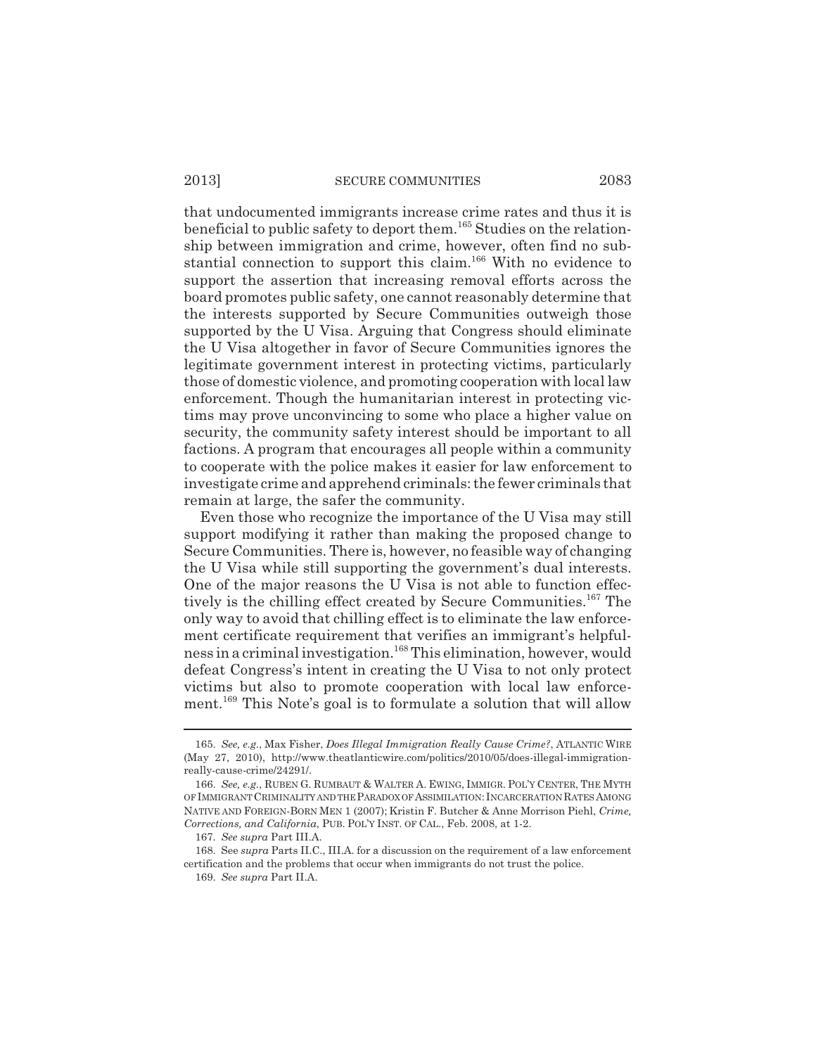that undocumented immigrants increase crime rates and thus it is beneficial to public safety to deport them.[165] Studies on the relationship between immigration and crime, however, often find no substantial connection to support this claim.[166] With no evidence to support the assertion that increasing removal efforts across the board promotes public safety, one cannot reasonably determine that the interests supported by Secure Communities outweigh those supported by the U Visa. Arguing that Congress should eliminate the U Visa altogether in favor of Secure Communities ignores the legitimate government interest in protecting victims, particularly those of domestic violence, and promoting cooperation with local law enforcement. Though the humanitarian interest in protecting victims may prove unconvincing to some who place a higher value on security, the community safety interest should be important to all factions. A program that encourages all people within a community to cooperate with the police makes it easier for law enforcement to investigate crime and apprehend criminals: the fewer criminals that remain at large, the safer the community.

Even those who recognize the importance of the U Visa may still support modifying it rather than making the proposed change to Secure Communities. There is, however, no feasible way of changing the U Visa while still supporting the government's dual interests. One of the major reasons the U Visa is not able to function effectively is the chilling effect created by Secure Communities.[167] The only way to avoid that chilling effect is to eliminate the law enforcement certificate requirement that verifies an immigrant's helpfulness in a criminal investigation.[168] This elimination, however, would defeat Congress's intent in creating the U Visa to not only protect victims but also to promote cooperation with local law enforcement.[169] This Note's goal is to formulate a solution that will allow

---

165. *See, e.g.*, Max Fisher, *Does Illegal Immigration Really Cause Crime?*, ATLANTIC WIRE (May 27, 2010), http://www.theatlanticwire.com/politics/2010/05/does-illegal-immigration-really-cause-crime/24291/.

166. *See, e.g.*, RUBEN G. RUMBAUT & WALTER A. EWING, IMMIGR. POL'Y CENTER, THE MYTH OF IMMIGRANT CRIMINALITY AND THE PARADOX OF ASSIMILATION: INCARCERATION RATES AMONG NATIVE AND FOREIGN-BORN MEN 1 (2007); Kristin F. Butcher & Anne Morrison Piehl, *Crime, Corrections, and California*, PUB. POL'Y INST. OF CAL., Feb. 2008, at 1-2.

167. *See supra* Part III.A.

168. See *supra* Parts II.C., III.A. for a discussion on the requirement of a law enforcement certification and the problems that occur when immigrants do not trust the police.

169. *See supra* Part II.A.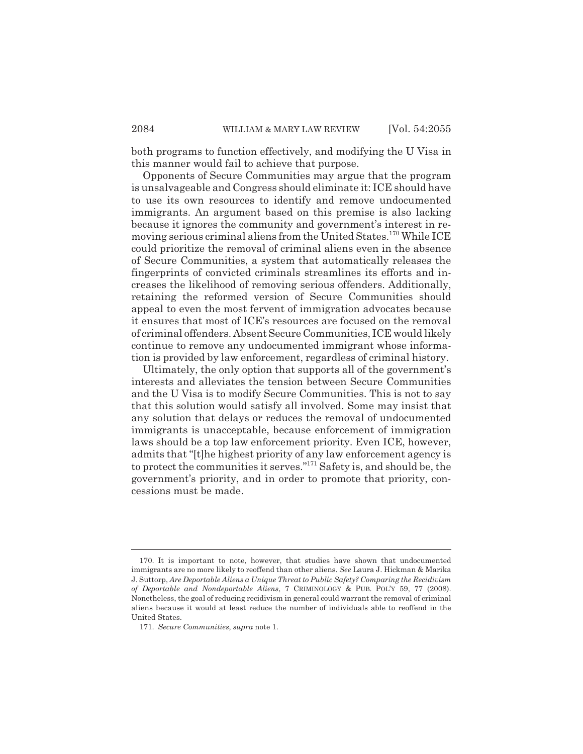both programs to function effectively, and modifying the U Visa in this manner would fail to achieve that purpose.

Opponents of Secure Communities may argue that the program is unsalvageable and Congress should eliminate it: ICE should have to use its own resources to identify and remove undocumented immigrants. An argument based on this premise is also lacking because it ignores the community and government's interest in removing serious criminal aliens from the United States.[170] While ICE could prioritize the removal of criminal aliens even in the absence of Secure Communities, a system that automatically releases the fingerprints of convicted criminals streamlines its efforts and increases the likelihood of removing serious offenders. Additionally, retaining the reformed version of Secure Communities should appeal to even the most fervent of immigration advocates because it ensures that most of ICE's resources are focused on the removal of criminal offenders. Absent Secure Communities, ICE would likely continue to remove any undocumented immigrant whose information is provided by law enforcement, regardless of criminal history.

Ultimately, the only option that supports all of the government's interests and alleviates the tension between Secure Communities and the U Visa is to modify Secure Communities. This is not to say that this solution would satisfy all involved. Some may insist that any solution that delays or reduces the removal of undocumented immigrants is unacceptable, because enforcement of immigration laws should be a top law enforcement priority. Even ICE, however, admits that "[t]he highest priority of any law enforcement agency is to protect the communities it serves."[171] Safety is, and should be, the government's priority, and in order to promote that priority, concessions must be made.

---

170. It is important to note, however, that studies have shown that undocumented immigrants are no more likely to reoffend than other aliens. *See* Laura J. Hickman & Marika J. Suttorp, *Are Deportable Aliens a Unique Threat to Public Safety? Comparing the Recidivism of Deportable and Nondeportable Aliens*, 7 CRIMINOLOGY & PUB. POL'Y 59, 77 (2008). Nonetheless, the goal of reducing recidivism in general could warrant the removal of criminal aliens because it would at least reduce the number of individuals able to reoffend in the United States.

171. *Secure Communities*, *supra* note 1.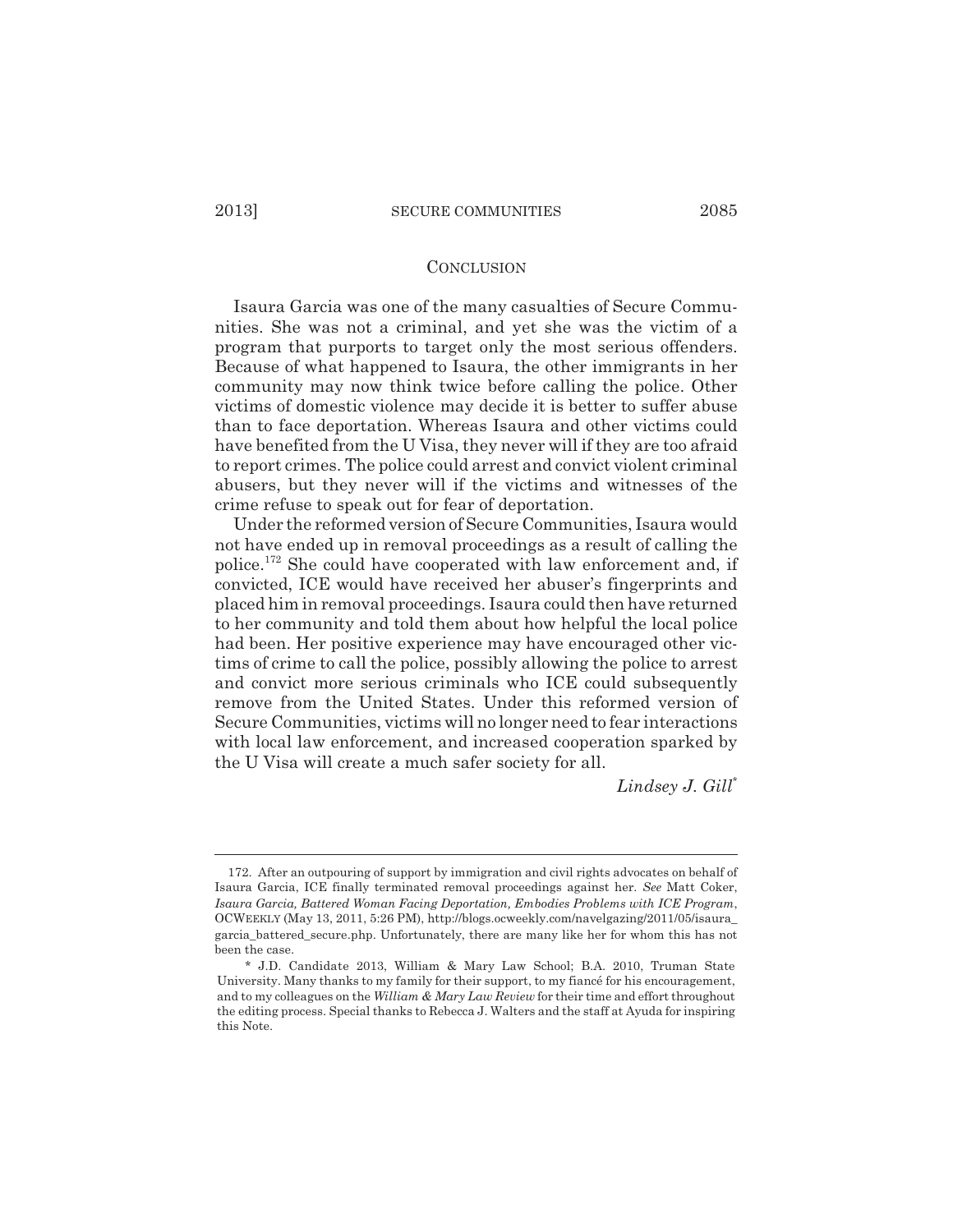## CONCLUSION

Isaura Garcia was one of the many casualties of Secure Communities. She was not a criminal, and yet she was the victim of a program that purports to target only the most serious offenders. Because of what happened to Isaura, the other immigrants in her community may now think twice before calling the police. Other victims of domestic violence may decide it is better to suffer abuse than to face deportation. Whereas Isaura and other victims could have benefited from the U Visa, they never will if they are too afraid to report crimes. The police could arrest and convict violent criminal abusers, but they never will if the victims and witnesses of the crime refuse to speak out for fear of deportation.

Under the reformed version of Secure Communities, Isaura would not have ended up in removal proceedings as a result of calling the police.[172] She could have cooperated with law enforcement and, if convicted, ICE would have received her abuser's fingerprints and placed him in removal proceedings. Isaura could then have returned to her community and told them about how helpful the local police had been. Her positive experience may have encouraged other victims of crime to call the police, possibly allowing the police to arrest and convict more serious criminals who ICE could subsequently remove from the United States. Under this reformed version of Secure Communities, victims will no longer need to fear interactions with local law enforcement, and increased cooperation sparked by the U Visa will create a much safer society for all.

*Lindsey J. Gill*[*]

---

172. After an outpouring of support by immigration and civil rights advocates on behalf of Isaura Garcia, ICE finally terminated removal proceedings against her. *See* Matt Coker, *Isaura Garcia, Battered Woman Facing Deportation, Embodies Problems with ICE Program*, OCWEEKLY (May 13, 2011, 5:26 PM), http://blogs.ocweekly.com/navelgazing/2011/05/isaura_garcia_battered_secure.php. Unfortunately, there are many like her for whom this has not been the case.

\* J.D. Candidate 2013, William & Mary Law School; B.A. 2010, Truman State University. Many thanks to my family for their support, to my fiancé for his encouragement, and to my colleagues on the *William & Mary Law Review* for their time and effort throughout the editing process. Special thanks to Rebecca J. Walters and the staff at Ayuda for inspiring this Note.